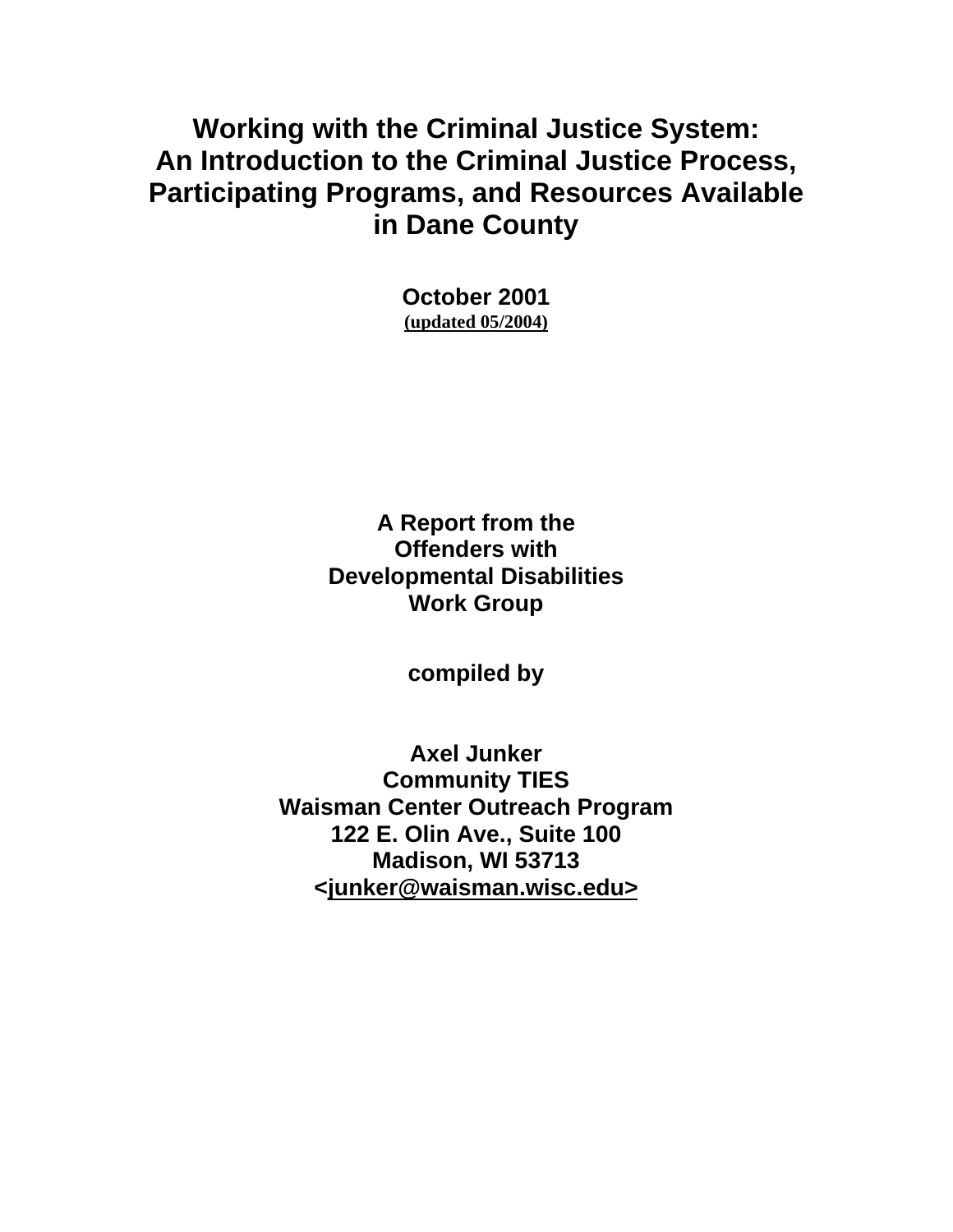# Working with the Criminal Justice System: An Introduction to the Criminal Justice Process, Participating Programs, and Resources Available in Dane County

**October 2001**
**(updated 05/2004)**

**A Report from the**
**Offenders with**
**Developmental Disabilities**
**Work Group**

**compiled by**

**Axel Junker**
**Community TIES**
**Waisman Center Outreach Program**
**122 E. Olin Ave., Suite 100**
**Madison, WI 53713**
**<junker@waisman.wisc.edu>**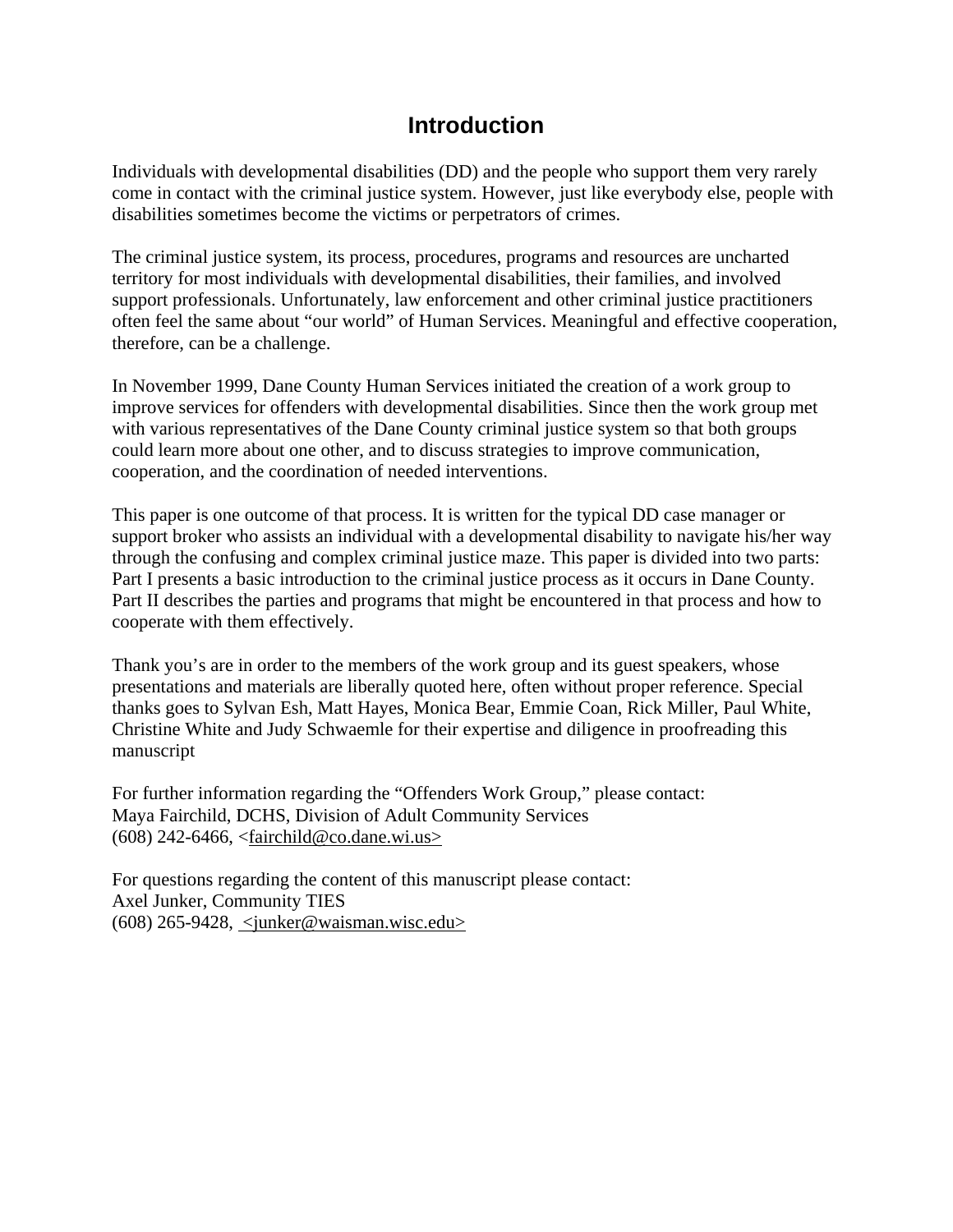# Introduction

Individuals with developmental disabilities (DD) and the people who support them very rarely come in contact with the criminal justice system. However, just like everybody else, people with disabilities sometimes become the victims or perpetrators of crimes.

The criminal justice system, its process, procedures, programs and resources are uncharted territory for most individuals with developmental disabilities, their families, and involved support professionals. Unfortunately, law enforcement and other criminal justice practitioners often feel the same about "our world" of Human Services. Meaningful and effective cooperation, therefore, can be a challenge.

In November 1999, Dane County Human Services initiated the creation of a work group to improve services for offenders with developmental disabilities. Since then the work group met with various representatives of the Dane County criminal justice system so that both groups could learn more about one other, and to discuss strategies to improve communication, cooperation, and the coordination of needed interventions.

This paper is one outcome of that process. It is written for the typical DD case manager or support broker who assists an individual with a developmental disability to navigate his/her way through the confusing and complex criminal justice maze. This paper is divided into two parts: Part I presents a basic introduction to the criminal justice process as it occurs in Dane County. Part II describes the parties and programs that might be encountered in that process and how to cooperate with them effectively.

Thank you's are in order to the members of the work group and its guest speakers, whose presentations and materials are liberally quoted here, often without proper reference. Special thanks goes to Sylvan Esh, Matt Hayes, Monica Bear, Emmie Coan, Rick Miller, Paul White, Christine White and Judy Schwaemle for their expertise and diligence in proofreading this manuscript

For further information regarding the "Offenders Work Group," please contact:
Maya Fairchild, DCHS, Division of Adult Community Services
(608) 242-6466, <fairchild@co.dane.wi.us>

For questions regarding the content of this manuscript please contact:
Axel Junker, Community TIES
(608) 265-9428, <junker@waisman.wisc.edu>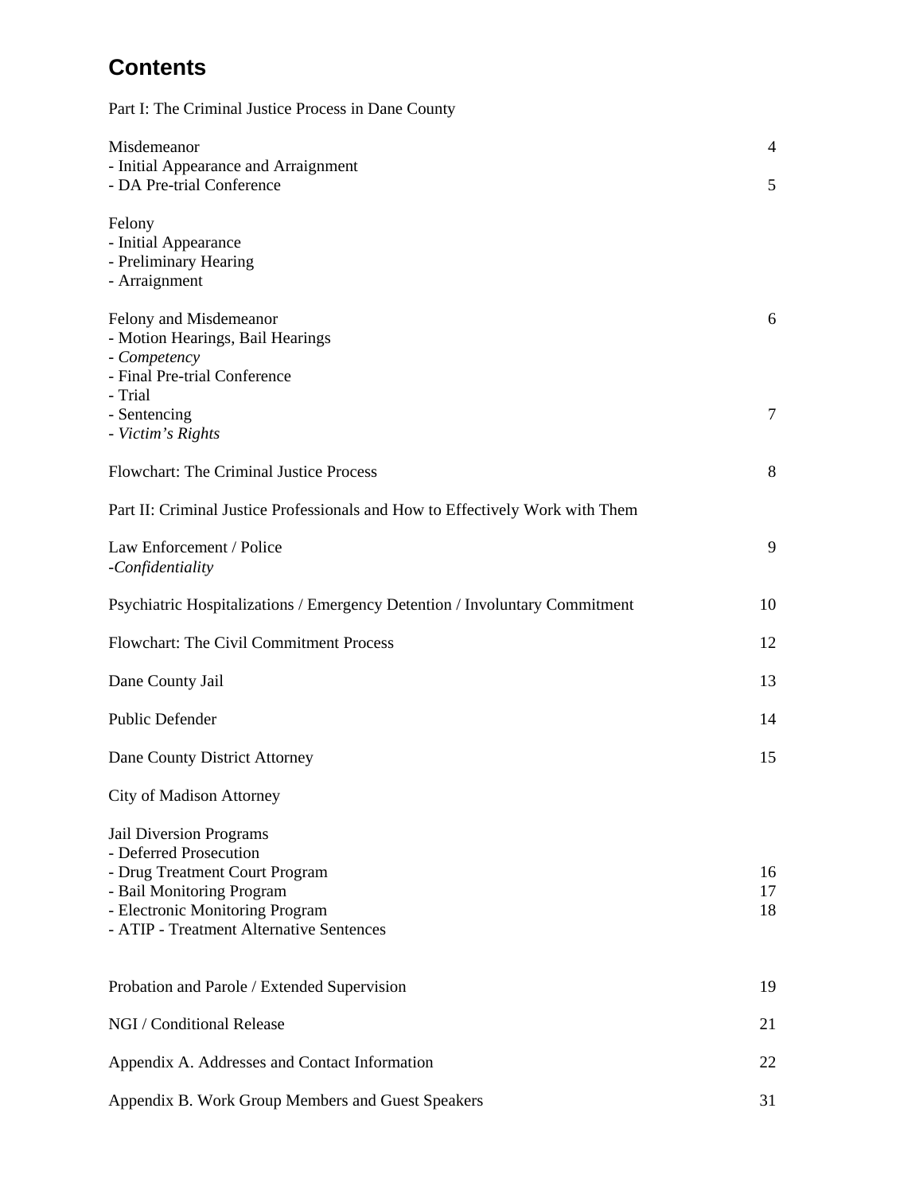# Contents

Part I: The Criminal Justice Process in Dane County

| | |
|---|---|
| Misdemeanor | 4 |
| - Initial Appearance and Arraignment | |
| - DA Pre-trial Conference | 5 |
| | |
| Felony | |
| - Initial Appearance | |
| - Preliminary Hearing | |
| - Arraignment | |
| | |
| Felony and Misdemeanor | 6 |
| - Motion Hearings, Bail Hearings | |
| - *Competency* | |
| - Final Pre-trial Conference | |
| - Trial | |
| - Sentencing | 7 |
| - *Victim's Rights* | |
| | |
| Flowchart: The Criminal Justice Process | 8 |

Part II: Criminal Justice Professionals and How to Effectively Work with Them

| | |
|---|---|
| Law Enforcement / Police | 9 |
| -*Confidentiality* | |
| | |
| Psychiatric Hospitalizations / Emergency Detention / Involuntary Commitment | 10 |
| | |
| Flowchart: The Civil Commitment Process | 12 |
| | |
| Dane County Jail | 13 |
| | |
| Public Defender | 14 |
| | |
| Dane County District Attorney | 15 |
| | |
| City of Madison Attorney | |
| | |
| Jail Diversion Programs | |
| - Deferred Prosecution | |
| - Drug Treatment Court Program | 16 |
| - Bail Monitoring Program | 17 |
| - Electronic Monitoring Program | 18 |
| - ATIP - Treatment Alternative Sentences | |
| | |
| Probation and Parole / Extended Supervision | 19 |
| | |
| NGI / Conditional Release | 21 |
| | |
| Appendix A. Addresses and Contact Information | 22 |
| | |
| Appendix B. Work Group Members and Guest Speakers | 31 |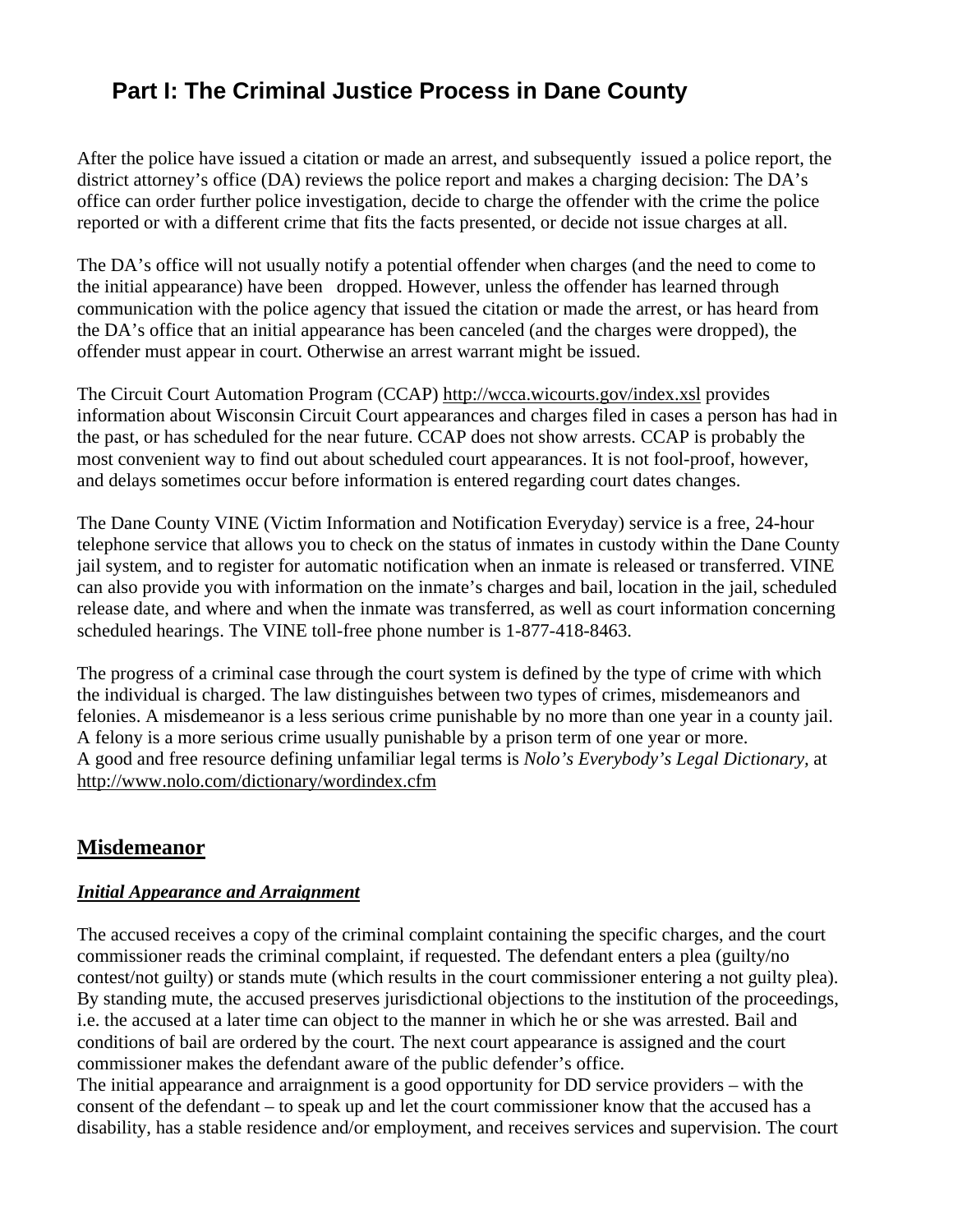# Part I: The Criminal Justice Process in Dane County

After the police have issued a citation or made an arrest, and subsequently issued a police report, the district attorney's office (DA) reviews the police report and makes a charging decision: The DA's office can order further police investigation, decide to charge the offender with the crime the police reported or with a different crime that fits the facts presented, or decide not issue charges at all.

The DA's office will not usually notify a potential offender when charges (and the need to come to the initial appearance) have been dropped. However, unless the offender has learned through communication with the police agency that issued the citation or made the arrest, or has heard from the DA's office that an initial appearance has been canceled (and the charges were dropped), the offender must appear in court. Otherwise an arrest warrant might be issued.

The Circuit Court Automation Program (CCAP) http://wcca.wicourts.gov/index.xsl provides information about Wisconsin Circuit Court appearances and charges filed in cases a person has had in the past, or has scheduled for the near future. CCAP does not show arrests. CCAP is probably the most convenient way to find out about scheduled court appearances. It is not fool-proof, however, and delays sometimes occur before information is entered regarding court dates changes.

The Dane County VINE (Victim Information and Notification Everyday) service is a free, 24-hour telephone service that allows you to check on the status of inmates in custody within the Dane County jail system, and to register for automatic notification when an inmate is released or transferred. VINE can also provide you with information on the inmate's charges and bail, location in the jail, scheduled release date, and where and when the inmate was transferred, as well as court information concerning scheduled hearings. The VINE toll-free phone number is 1-877-418-8463.

The progress of a criminal case through the court system is defined by the type of crime with which the individual is charged. The law distinguishes between two types of crimes, misdemeanors and felonies. A misdemeanor is a less serious crime punishable by no more than one year in a county jail. A felony is a more serious crime usually punishable by a prison term of one year or more.
A good and free resource defining unfamiliar legal terms is *Nolo's Everybody's Legal Dictionary*, at http://www.nolo.com/dictionary/wordindex.cfm

## Misdemeanor

### *Initial Appearance and Arraignment*

The accused receives a copy of the criminal complaint containing the specific charges, and the court commissioner reads the criminal complaint, if requested. The defendant enters a plea (guilty/no contest/not guilty) or stands mute (which results in the court commissioner entering a not guilty plea). By standing mute, the accused preserves jurisdictional objections to the institution of the proceedings, i.e. the accused at a later time can object to the manner in which he or she was arrested. Bail and conditions of bail are ordered by the court. The next court appearance is assigned and the court commissioner makes the defendant aware of the public defender's office.
The initial appearance and arraignment is a good opportunity for DD service providers – with the consent of the defendant – to speak up and let the court commissioner know that the accused has a disability, has a stable residence and/or employment, and receives services and supervision. The court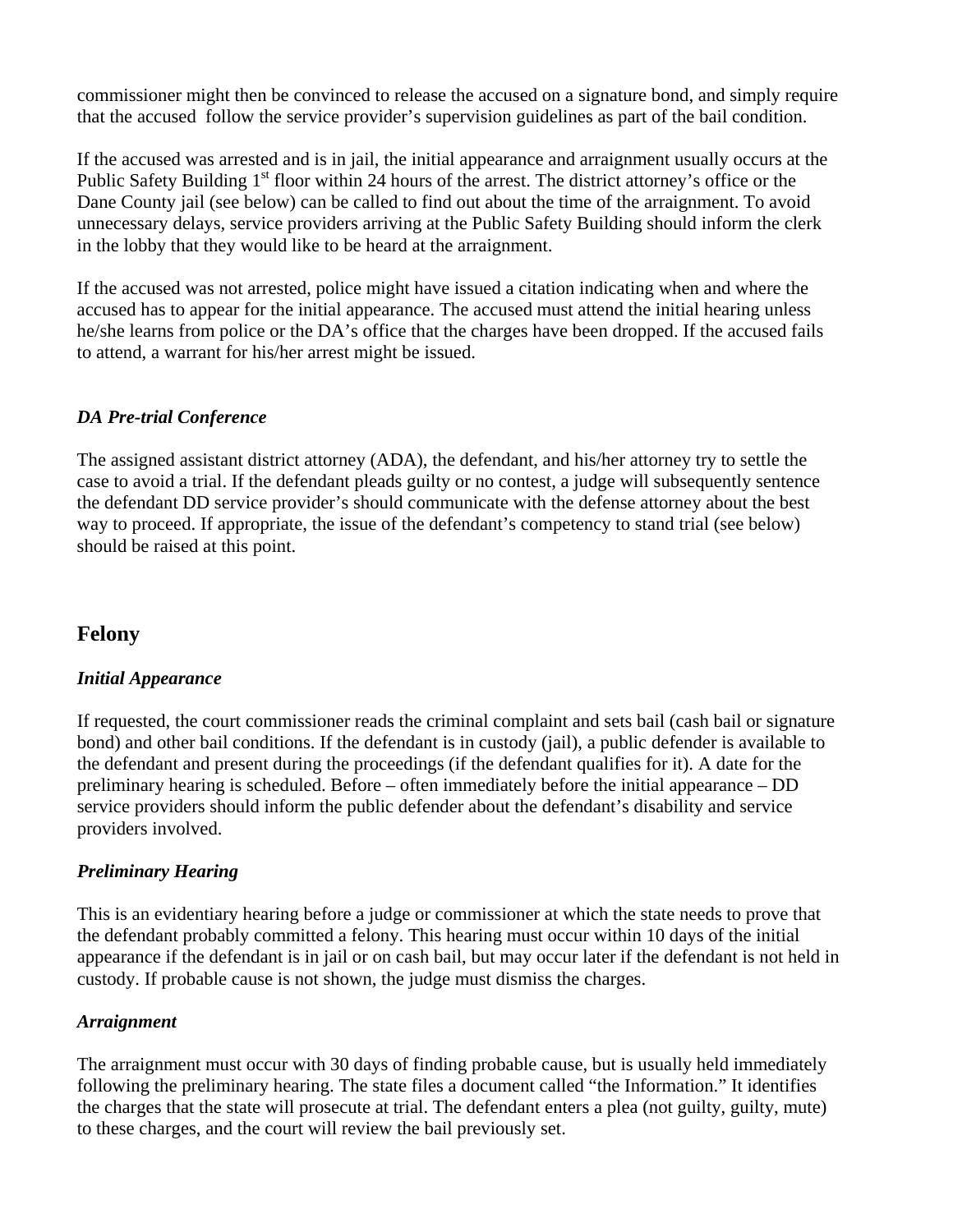commissioner might then be convinced to release the accused on a signature bond, and simply require that the accused follow the service provider's supervision guidelines as part of the bail condition.

If the accused was arrested and is in jail, the initial appearance and arraignment usually occurs at the Public Safety Building 1st floor within 24 hours of the arrest. The district attorney's office or the Dane County jail (see below) can be called to find out about the time of the arraignment. To avoid unnecessary delays, service providers arriving at the Public Safety Building should inform the clerk in the lobby that they would like to be heard at the arraignment.

If the accused was not arrested, police might have issued a citation indicating when and where the accused has to appear for the initial appearance. The accused must attend the initial hearing unless he/she learns from police or the DA's office that the charges have been dropped. If the accused fails to attend, a warrant for his/her arrest might be issued.

### *DA Pre-trial Conference*

The assigned assistant district attorney (ADA), the defendant, and his/her attorney try to settle the case to avoid a trial. If the defendant pleads guilty or no contest, a judge will subsequently sentence the defendant DD service provider's should communicate with the defense attorney about the best way to proceed. If appropriate, the issue of the defendant's competency to stand trial (see below) should be raised at this point.

## Felony

### *Initial Appearance*

If requested, the court commissioner reads the criminal complaint and sets bail (cash bail or signature bond) and other bail conditions. If the defendant is in custody (jail), a public defender is available to the defendant and present during the proceedings (if the defendant qualifies for it). A date for the preliminary hearing is scheduled. Before – often immediately before the initial appearance – DD service providers should inform the public defender about the defendant's disability and service providers involved.

### *Preliminary Hearing*

This is an evidentiary hearing before a judge or commissioner at which the state needs to prove that the defendant probably committed a felony. This hearing must occur within 10 days of the initial appearance if the defendant is in jail or on cash bail, but may occur later if the defendant is not held in custody. If probable cause is not shown, the judge must dismiss the charges.

### *Arraignment*

The arraignment must occur with 30 days of finding probable cause, but is usually held immediately following the preliminary hearing. The state files a document called "the Information." It identifies the charges that the state will prosecute at trial. The defendant enters a plea (not guilty, guilty, mute) to these charges, and the court will review the bail previously set.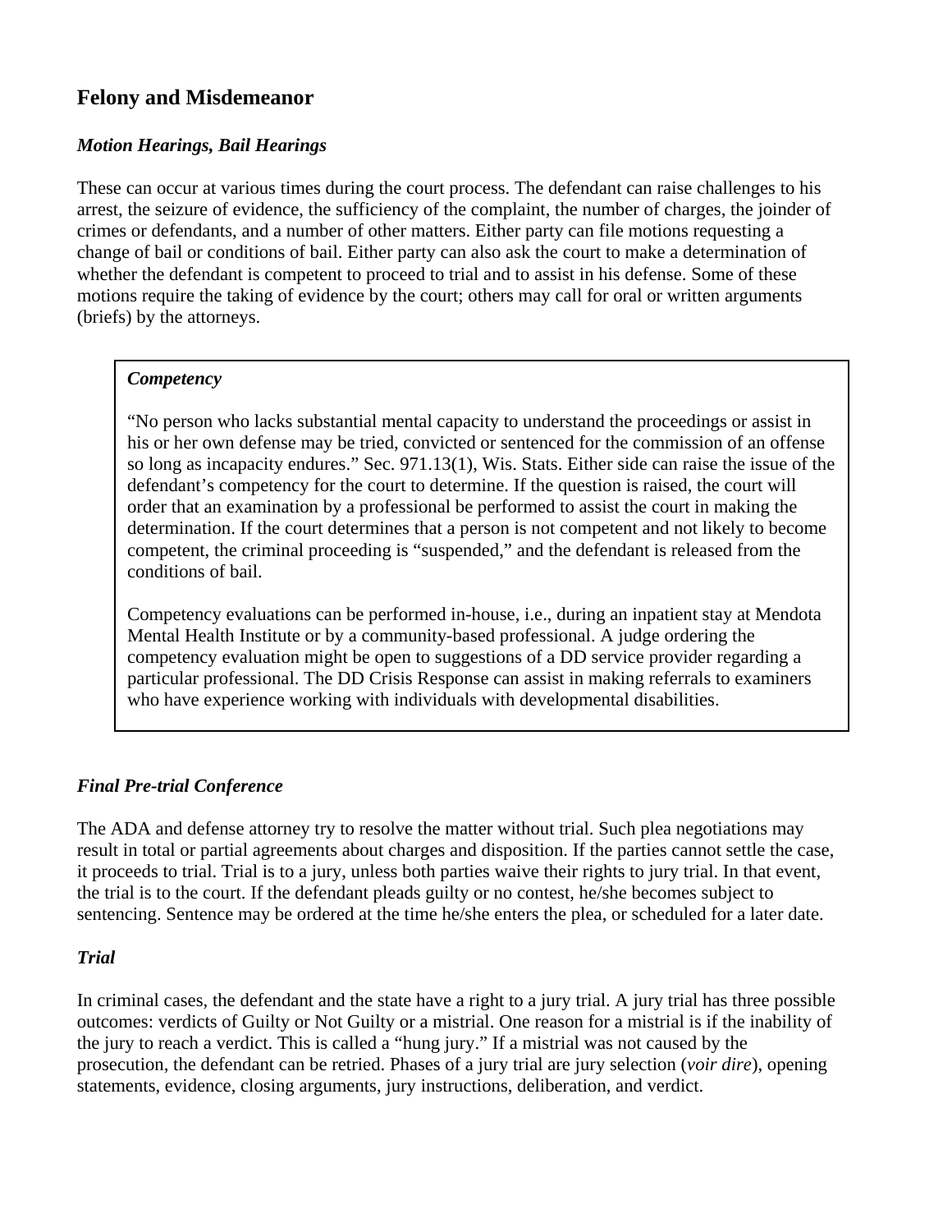## Felony and Misdemeanor

### *Motion Hearings, Bail Hearings*

These can occur at various times during the court process. The defendant can raise challenges to his arrest, the seizure of evidence, the sufficiency of the complaint, the number of charges, the joinder of crimes or defendants, and a number of other matters. Either party can file motions requesting a change of bail or conditions of bail. Either party can also ask the court to make a determination of whether the defendant is competent to proceed to trial and to assist in his defense. Some of these motions require the taking of evidence by the court; others may call for oral or written arguments (briefs) by the attorneys.

> ***Competency***
>
> "No person who lacks substantial mental capacity to understand the proceedings or assist in his or her own defense may be tried, convicted or sentenced for the commission of an offense so long as incapacity endures." Sec. 971.13(1), Wis. Stats. Either side can raise the issue of the defendant's competency for the court to determine. If the question is raised, the court will order that an examination by a professional be performed to assist the court in making the determination. If the court determines that a person is not competent and not likely to become competent, the criminal proceeding is "suspended," and the defendant is released from the conditions of bail.
>
> Competency evaluations can be performed in-house, i.e., during an inpatient stay at Mendota Mental Health Institute or by a community-based professional. A judge ordering the competency evaluation might be open to suggestions of a DD service provider regarding a particular professional. The DD Crisis Response can assist in making referrals to examiners who have experience working with individuals with developmental disabilities.

### *Final Pre-trial Conference*

The ADA and defense attorney try to resolve the matter without trial. Such plea negotiations may result in total or partial agreements about charges and disposition. If the parties cannot settle the case, it proceeds to trial. Trial is to a jury, unless both parties waive their rights to jury trial. In that event, the trial is to the court. If the defendant pleads guilty or no contest, he/she becomes subject to sentencing. Sentence may be ordered at the time he/she enters the plea, or scheduled for a later date.

### *Trial*

In criminal cases, the defendant and the state have a right to a jury trial. A jury trial has three possible outcomes: verdicts of Guilty or Not Guilty or a mistrial. One reason for a mistrial is if the inability of the jury to reach a verdict. This is called a "hung jury." If a mistrial was not caused by the prosecution, the defendant can be retried. Phases of a jury trial are jury selection (*voir dire*), opening statements, evidence, closing arguments, jury instructions, deliberation, and verdict.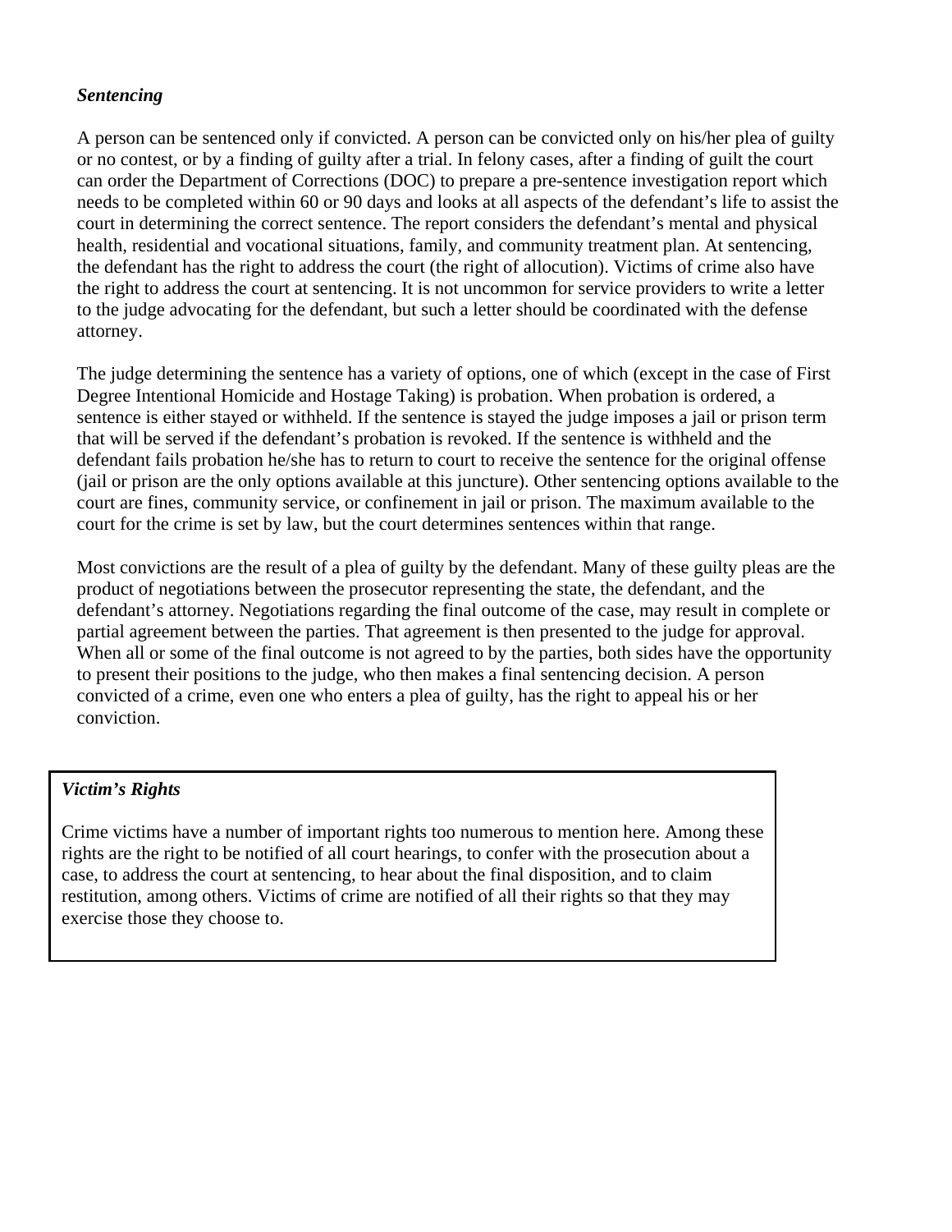### *Sentencing*

A person can be sentenced only if convicted. A person can be convicted only on his/her plea of guilty or no contest, or by a finding of guilty after a trial. In felony cases, after a finding of guilt the court can order the Department of Corrections (DOC) to prepare a pre-sentence investigation report which needs to be completed within 60 or 90 days and looks at all aspects of the defendant's life to assist the court in determining the correct sentence. The report considers the defendant's mental and physical health, residential and vocational situations, family, and community treatment plan. At sentencing, the defendant has the right to address the court (the right of allocution). Victims of crime also have the right to address the court at sentencing. It is not uncommon for service providers to write a letter to the judge advocating for the defendant, but such a letter should be coordinated with the defense attorney.

The judge determining the sentence has a variety of options, one of which (except in the case of First Degree Intentional Homicide and Hostage Taking) is probation. When probation is ordered, a sentence is either stayed or withheld. If the sentence is stayed the judge imposes a jail or prison term that will be served if the defendant's probation is revoked. If the sentence is withheld and the defendant fails probation he/she has to return to court to receive the sentence for the original offense (jail or prison are the only options available at this juncture). Other sentencing options available to the court are fines, community service, or confinement in jail or prison. The maximum available to the court for the crime is set by law, but the court determines sentences within that range.

Most convictions are the result of a plea of guilty by the defendant. Many of these guilty pleas are the product of negotiations between the prosecutor representing the state, the defendant, and the defendant's attorney. Negotiations regarding the final outcome of the case, may result in complete or partial agreement between the parties. That agreement is then presented to the judge for approval. When all or some of the final outcome is not agreed to by the parties, both sides have the opportunity to present their positions to the judge, who then makes a final sentencing decision. A person convicted of a crime, even one who enters a plea of guilty, has the right to appeal his or her conviction.

### *Victim's Rights*

Crime victims have a number of important rights too numerous to mention here. Among these rights are the right to be notified of all court hearings, to confer with the prosecution about a case, to address the court at sentencing, to hear about the final disposition, and to claim restitution, among others. Victims of crime are notified of all their rights so that they may exercise those they choose to.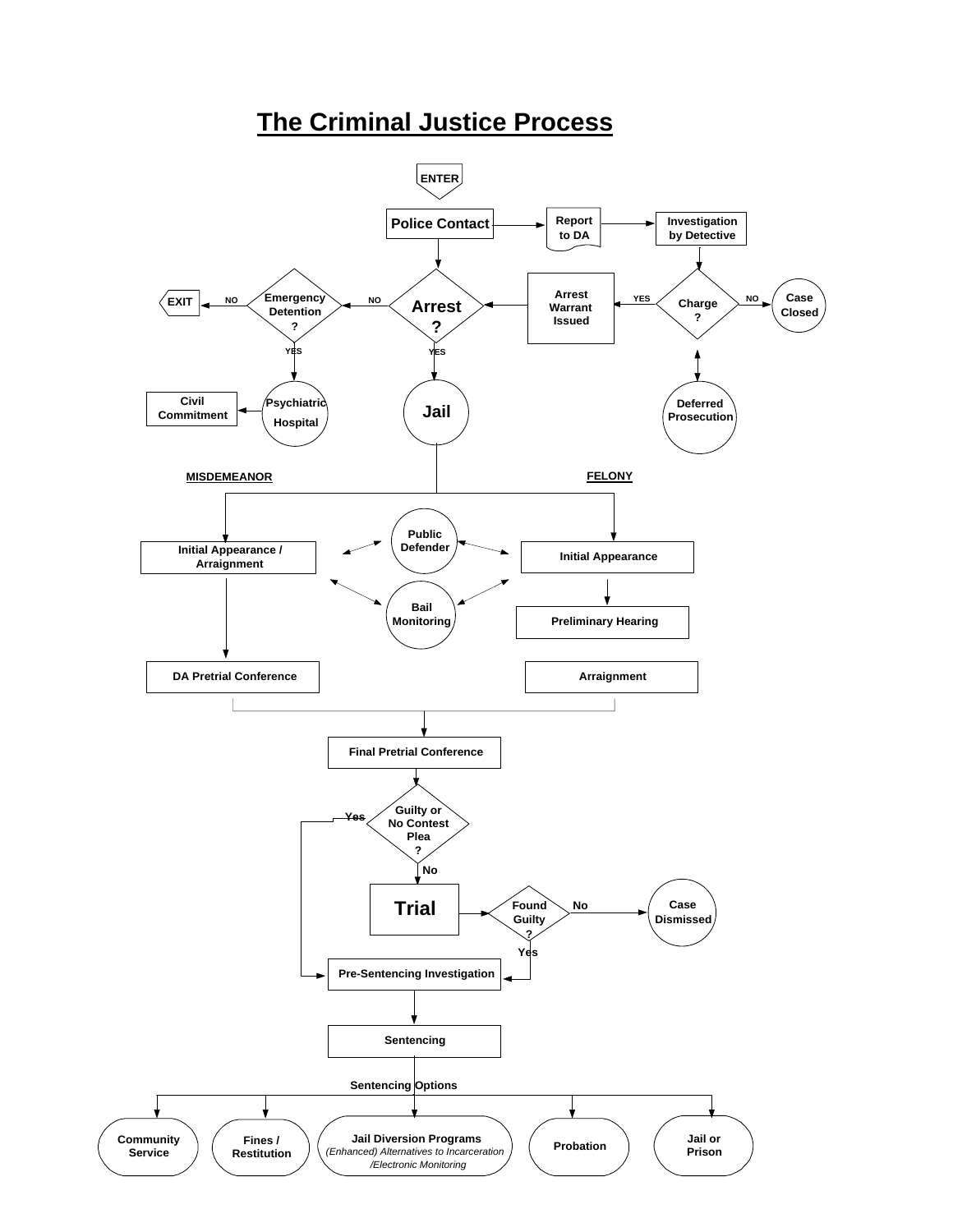# The Criminal Justice Process

ENTER

Police Contact

Report to DA

Investigation by Detective

Charge ?

YES

NO

Case Closed

Arrest Warrant Issued

Deferred Prosecution

Arrest ?

NO

YES

Emergency Detention ?

NO

EXIT

YES

Psychiatric Hospital

Civil Commitment

Jail

MISDEMEANOR

FELONY

Initial Appearance / Arraignment

Public Defender

Bail Monitoring

Initial Appearance

Preliminary Hearing

DA Pretrial Conference

Arraignment

Final Pretrial Conference

Guilty or No Contest Plea ?

Yes

No

Trial

Found Guilty ?

No

Case Dismissed

Yes

Pre-Sentencing Investigation

Sentencing

Sentencing Options

Community Service

Fines / Restitution

Jail Diversion Programs
*(Enhanced) Alternatives to Incarceration /Electronic Monitoring*

Probation

Jail or Prison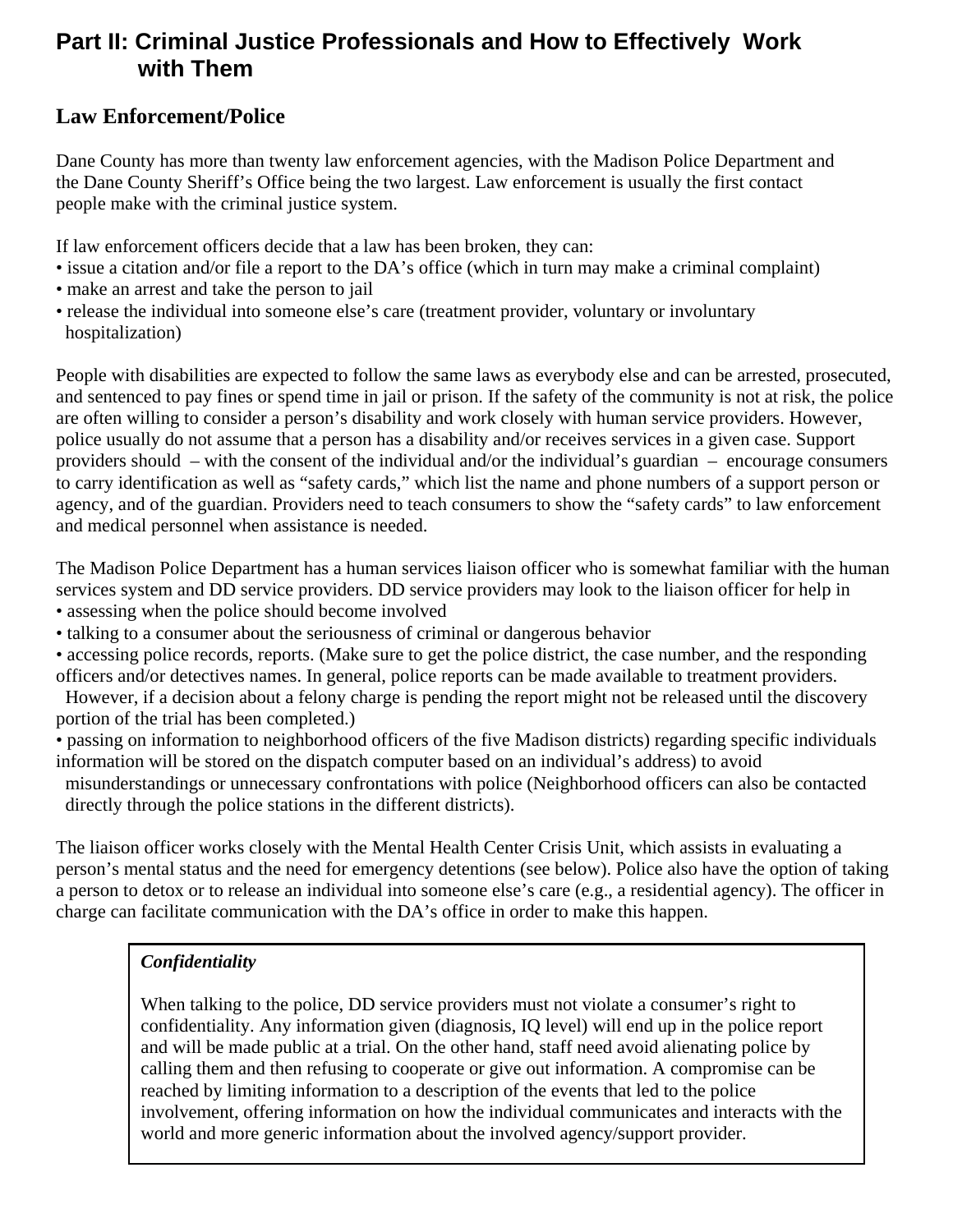# Part II: Criminal Justice Professionals and How to Effectively Work with Them

## Law Enforcement/Police

Dane County has more than twenty law enforcement agencies, with the Madison Police Department and the Dane County Sheriff's Office being the two largest. Law enforcement is usually the first contact people make with the criminal justice system.

If law enforcement officers decide that a law has been broken, they can:

- issue a citation and/or file a report to the DA's office (which in turn may make a criminal complaint)
- make an arrest and take the person to jail
- release the individual into someone else's care (treatment provider, voluntary or involuntary hospitalization)

People with disabilities are expected to follow the same laws as everybody else and can be arrested, prosecuted, and sentenced to pay fines or spend time in jail or prison. If the safety of the community is not at risk, the police are often willing to consider a person's disability and work closely with human service providers. However, police usually do not assume that a person has a disability and/or receives services in a given case. Support providers should – with the consent of the individual and/or the individual's guardian – encourage consumers to carry identification as well as "safety cards," which list the name and phone numbers of a support person or agency, and of the guardian. Providers need to teach consumers to show the "safety cards" to law enforcement and medical personnel when assistance is needed.

The Madison Police Department has a human services liaison officer who is somewhat familiar with the human services system and DD service providers. DD service providers may look to the liaison officer for help in

- assessing when the police should become involved
- talking to a consumer about the seriousness of criminal or dangerous behavior
- accessing police records, reports. (Make sure to get the police district, the case number, and the responding officers and/or detectives names. In general, police reports can be made available to treatment providers. However, if a decision about a felony charge is pending the report might not be released until the discovery portion of the trial has been completed.)
- passing on information to neighborhood officers of the five Madison districts) regarding specific individuals information will be stored on the dispatch computer based on an individual's address) to avoid misunderstandings or unnecessary confrontations with police (Neighborhood officers can also be contacted directly through the police stations in the different districts).

The liaison officer works closely with the Mental Health Center Crisis Unit, which assists in evaluating a person's mental status and the need for emergency detentions (see below). Police also have the option of taking a person to detox or to release an individual into someone else's care (e.g., a residential agency). The officer in charge can facilitate communication with the DA's office in order to make this happen.

> ***Confidentiality***
>
> When talking to the police, DD service providers must not violate a consumer's right to confidentiality. Any information given (diagnosis, IQ level) will end up in the police report and will be made public at a trial. On the other hand, staff need avoid alienating police by calling them and then refusing to cooperate or give out information. A compromise can be reached by limiting information to a description of the events that led to the police involvement, offering information on how the individual communicates and interacts with the world and more generic information about the involved agency/support provider.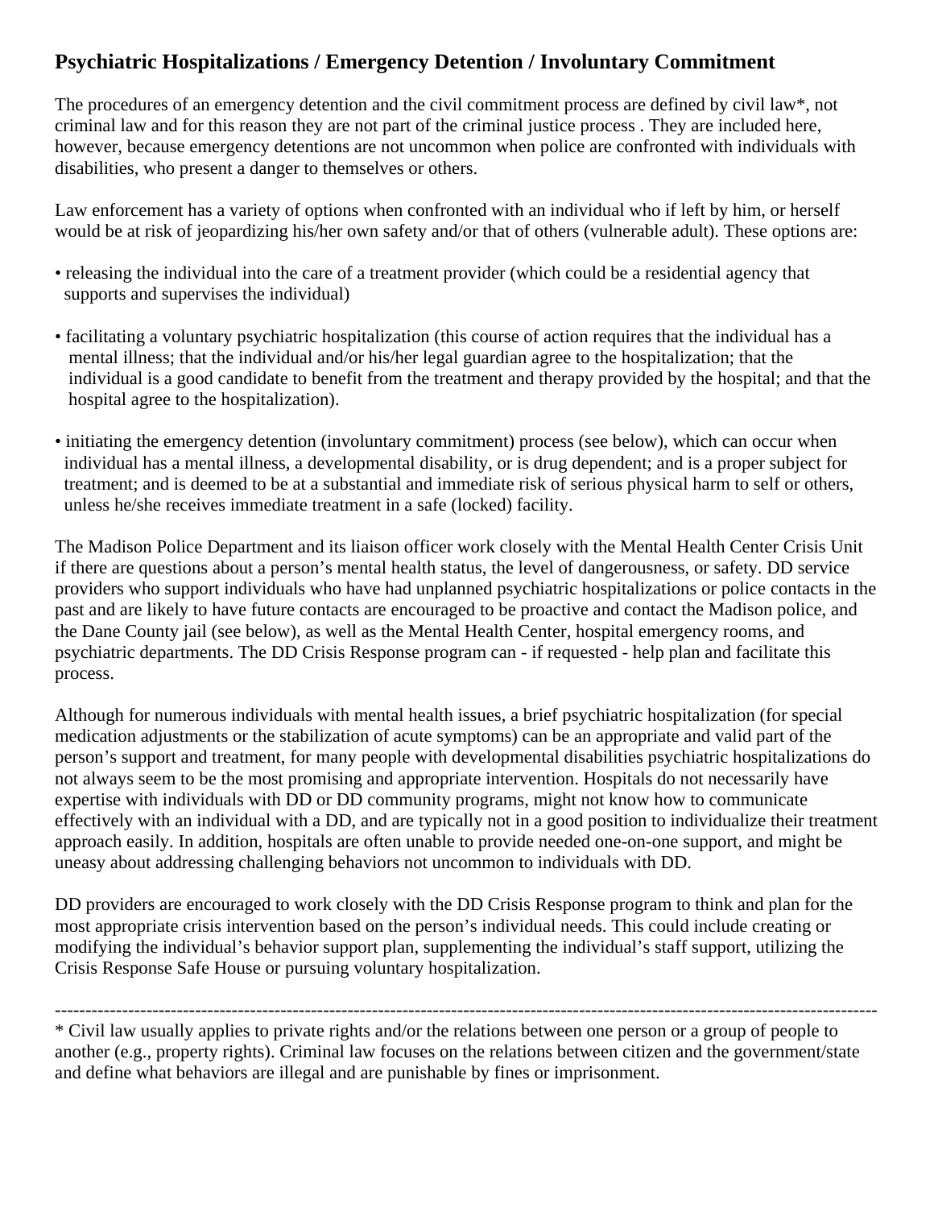## Psychiatric Hospitalizations / Emergency Detention / Involuntary Commitment

The procedures of an emergency detention and the civil commitment process are defined by civil law*, not criminal law and for this reason they are not part of the criminal justice process . They are included here, however, because emergency detentions are not uncommon when police are confronted with individuals with disabilities, who present a danger to themselves or others.

Law enforcement has a variety of options when confronted with an individual who if left by him, or herself would be at risk of jeopardizing his/her own safety and/or that of others (vulnerable adult). These options are:

- releasing the individual into the care of a treatment provider (which could be a residential agency that supports and supervises the individual)
- facilitating a voluntary psychiatric hospitalization (this course of action requires that the individual has a mental illness; that the individual and/or his/her legal guardian agree to the hospitalization; that the individual is a good candidate to benefit from the treatment and therapy provided by the hospital; and that the hospital agree to the hospitalization).
- initiating the emergency detention (involuntary commitment) process (see below), which can occur when individual has a mental illness, a developmental disability, or is drug dependent; and is a proper subject for treatment; and is deemed to be at a substantial and immediate risk of serious physical harm to self or others, unless he/she receives immediate treatment in a safe (locked) facility.

The Madison Police Department and its liaison officer work closely with the Mental Health Center Crisis Unit if there are questions about a person's mental health status, the level of dangerousness, or safety. DD service providers who support individuals who have had unplanned psychiatric hospitalizations or police contacts in the past and are likely to have future contacts are encouraged to be proactive and contact the Madison police, and the Dane County jail (see below), as well as the Mental Health Center, hospital emergency rooms, and psychiatric departments. The DD Crisis Response program can - if requested - help plan and facilitate this process.

Although for numerous individuals with mental health issues, a brief psychiatric hospitalization (for special medication adjustments or the stabilization of acute symptoms) can be an appropriate and valid part of the person's support and treatment, for many people with developmental disabilities psychiatric hospitalizations do not always seem to be the most promising and appropriate intervention. Hospitals do not necessarily have expertise with individuals with DD or DD community programs, might not know how to communicate effectively with an individual with a DD, and are typically not in a good position to individualize their treatment approach easily. In addition, hospitals are often unable to provide needed one-on-one support, and might be uneasy about addressing challenging behaviors not uncommon to individuals with DD.

DD providers are encouraged to work closely with the DD Crisis Response program to think and plan for the most appropriate crisis intervention based on the person's individual needs. This could include creating or modifying the individual's behavior support plan, supplementing the individual's staff support, utilizing the Crisis Response Safe House or pursuing voluntary hospitalization.

---

* Civil law usually applies to private rights and/or the relations between one person or a group of people to another (e.g., property rights). Criminal law focuses on the relations between citizen and the government/state and define what behaviors are illegal and are punishable by fines or imprisonment.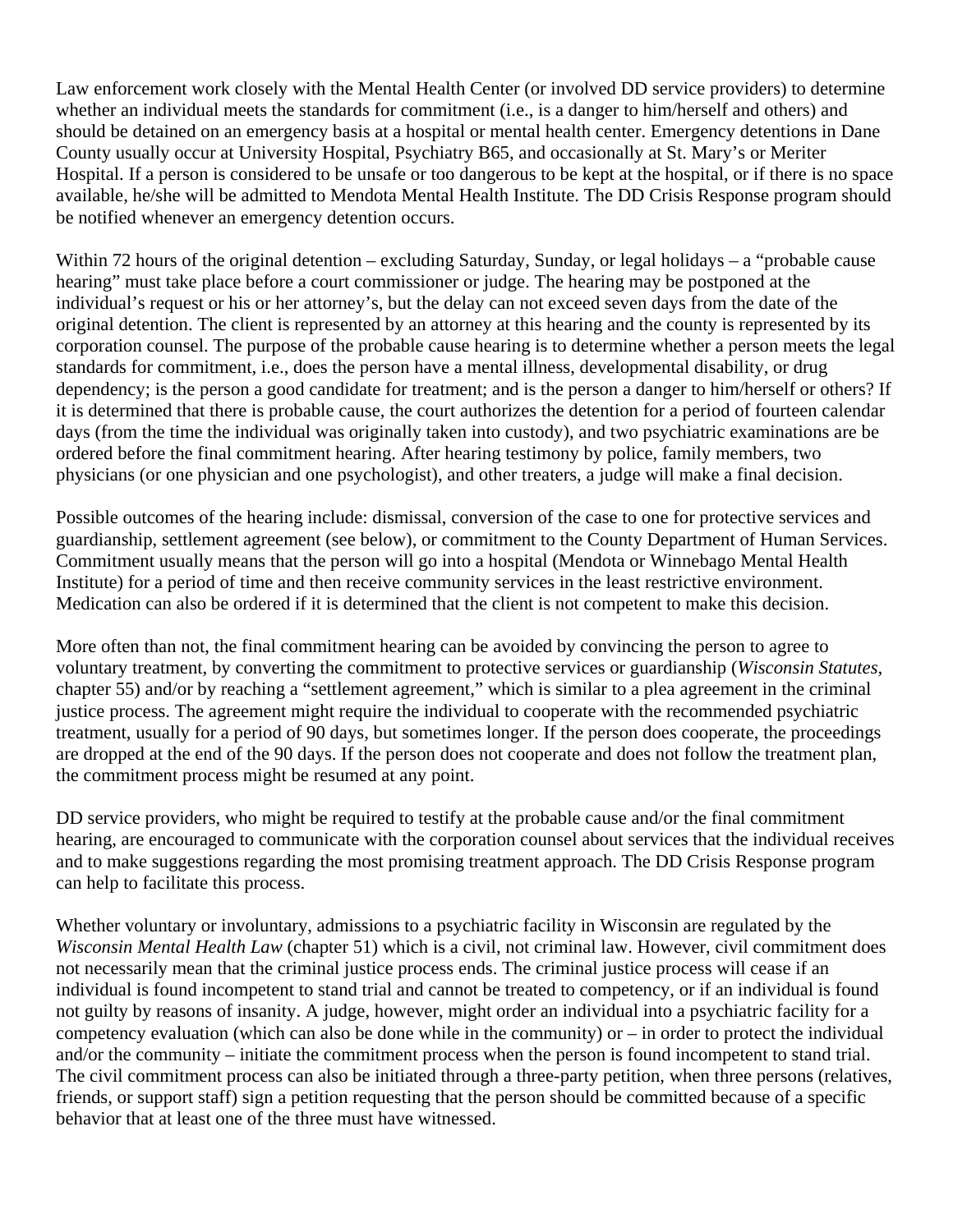Law enforcement work closely with the Mental Health Center (or involved DD service providers) to determine whether an individual meets the standards for commitment (i.e., is a danger to him/herself and others) and should be detained on an emergency basis at a hospital or mental health center. Emergency detentions in Dane County usually occur at University Hospital, Psychiatry B65, and occasionally at St. Mary's or Meriter Hospital. If a person is considered to be unsafe or too dangerous to be kept at the hospital, or if there is no space available, he/she will be admitted to Mendota Mental Health Institute. The DD Crisis Response program should be notified whenever an emergency detention occurs.

Within 72 hours of the original detention – excluding Saturday, Sunday, or legal holidays – a "probable cause hearing" must take place before a court commissioner or judge. The hearing may be postponed at the individual's request or his or her attorney's, but the delay can not exceed seven days from the date of the original detention. The client is represented by an attorney at this hearing and the county is represented by its corporation counsel. The purpose of the probable cause hearing is to determine whether a person meets the legal standards for commitment, i.e., does the person have a mental illness, developmental disability, or drug dependency; is the person a good candidate for treatment; and is the person a danger to him/herself or others? If it is determined that there is probable cause, the court authorizes the detention for a period of fourteen calendar days (from the time the individual was originally taken into custody), and two psychiatric examinations are be ordered before the final commitment hearing. After hearing testimony by police, family members, two physicians (or one physician and one psychologist), and other treaters, a judge will make a final decision.

Possible outcomes of the hearing include: dismissal, conversion of the case to one for protective services and guardianship, settlement agreement (see below), or commitment to the County Department of Human Services. Commitment usually means that the person will go into a hospital (Mendota or Winnebago Mental Health Institute) for a period of time and then receive community services in the least restrictive environment. Medication can also be ordered if it is determined that the client is not competent to make this decision.

More often than not, the final commitment hearing can be avoided by convincing the person to agree to voluntary treatment, by converting the commitment to protective services or guardianship (*Wisconsin Statutes*, chapter 55) and/or by reaching a "settlement agreement," which is similar to a plea agreement in the criminal justice process. The agreement might require the individual to cooperate with the recommended psychiatric treatment, usually for a period of 90 days, but sometimes longer. If the person does cooperate, the proceedings are dropped at the end of the 90 days. If the person does not cooperate and does not follow the treatment plan, the commitment process might be resumed at any point.

DD service providers, who might be required to testify at the probable cause and/or the final commitment hearing, are encouraged to communicate with the corporation counsel about services that the individual receives and to make suggestions regarding the most promising treatment approach. The DD Crisis Response program can help to facilitate this process.

Whether voluntary or involuntary, admissions to a psychiatric facility in Wisconsin are regulated by the *Wisconsin Mental Health Law* (chapter 51) which is a civil, not criminal law. However, civil commitment does not necessarily mean that the criminal justice process ends. The criminal justice process will cease if an individual is found incompetent to stand trial and cannot be treated to competency, or if an individual is found not guilty by reasons of insanity. A judge, however, might order an individual into a psychiatric facility for a competency evaluation (which can also be done while in the community) or – in order to protect the individual and/or the community – initiate the commitment process when the person is found incompetent to stand trial. The civil commitment process can also be initiated through a three-party petition, when three persons (relatives, friends, or support staff) sign a petition requesting that the person should be committed because of a specific behavior that at least one of the three must have witnessed.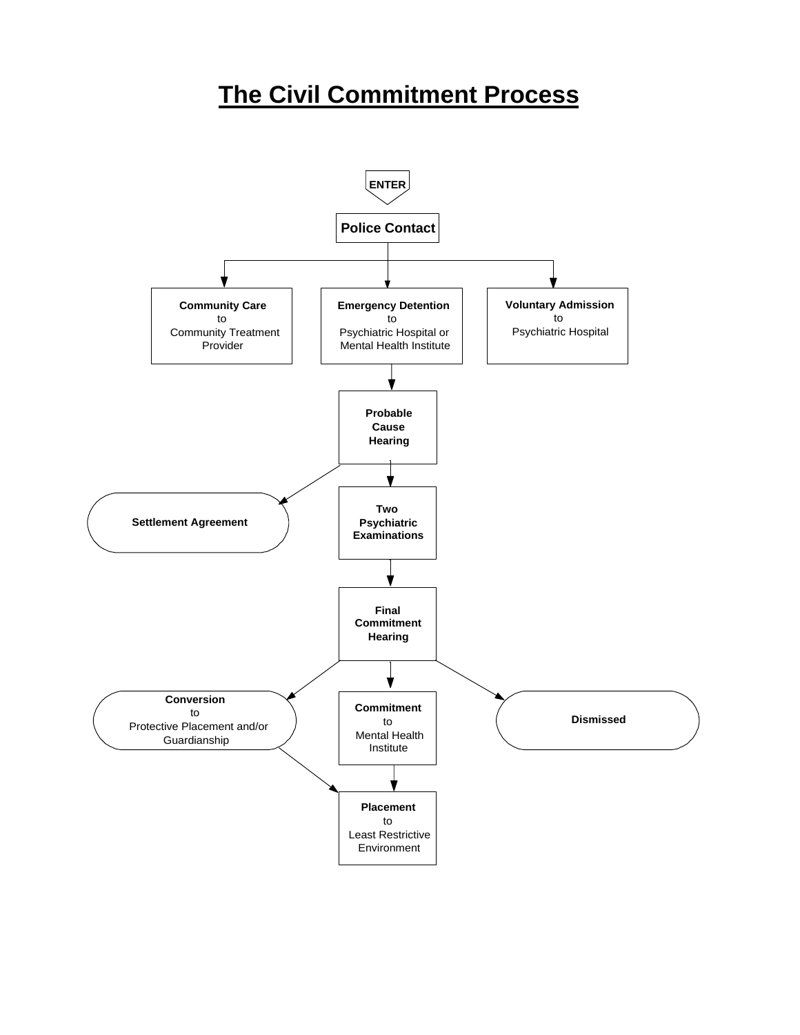# The Civil Commitment Process

ENTER

**Police Contact**

**Community Care** to Community Treatment Provider

**Emergency Detention** to Psychiatric Hospital or Mental Health Institute

**Voluntary Admission** to Psychiatric Hospital

**Probable Cause Hearing**

**Settlement Agreement**

**Two Psychiatric Examinations**

**Final Commitment Hearing**

**Conversion** to Protective Placement and/or Guardianship

**Commitment** to Mental Health Institute

**Dismissed**

**Placement** to Least Restrictive Environment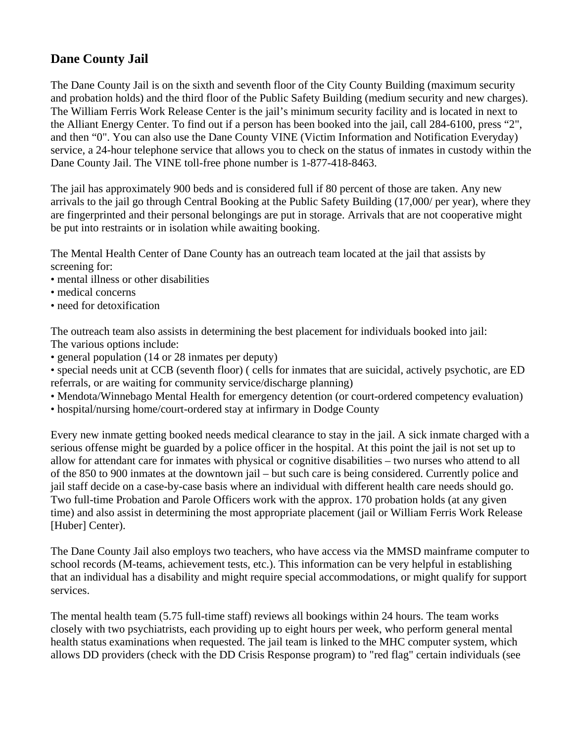## Dane County Jail

The Dane County Jail is on the sixth and seventh floor of the City County Building (maximum security and probation holds) and the third floor of the Public Safety Building (medium security and new charges). The William Ferris Work Release Center is the jail's minimum security facility and is located in next to the Alliant Energy Center. To find out if a person has been booked into the jail, call 284-6100, press "2", and then "0". You can also use the Dane County VINE (Victim Information and Notification Everyday) service, a 24-hour telephone service that allows you to check on the status of inmates in custody within the Dane County Jail. The VINE toll-free phone number is 1-877-418-8463.

The jail has approximately 900 beds and is considered full if 80 percent of those are taken. Any new arrivals to the jail go through Central Booking at the Public Safety Building (17,000/ per year), where they are fingerprinted and their personal belongings are put in storage. Arrivals that are not cooperative might be put into restraints or in isolation while awaiting booking.

The Mental Health Center of Dane County has an outreach team located at the jail that assists by screening for:

- mental illness or other disabilities
- medical concerns
- need for detoxification

The outreach team also assists in determining the best placement for individuals booked into jail: The various options include:

- general population (14 or 28 inmates per deputy)
- special needs unit at CCB (seventh floor) ( cells for inmates that are suicidal, actively psychotic, are ED referrals, or are waiting for community service/discharge planning)
- Mendota/Winnebago Mental Health for emergency detention (or court-ordered competency evaluation)
- hospital/nursing home/court-ordered stay at infirmary in Dodge County

Every new inmate getting booked needs medical clearance to stay in the jail. A sick inmate charged with a serious offense might be guarded by a police officer in the hospital. At this point the jail is not set up to allow for attendant care for inmates with physical or cognitive disabilities – two nurses who attend to all of the 850 to 900 inmates at the downtown jail – but such care is being considered. Currently police and jail staff decide on a case-by-case basis where an individual with different health care needs should go. Two full-time Probation and Parole Officers work with the approx. 170 probation holds (at any given time) and also assist in determining the most appropriate placement (jail or William Ferris Work Release [Huber] Center).

The Dane County Jail also employs two teachers, who have access via the MMSD mainframe computer to school records (M-teams, achievement tests, etc.). This information can be very helpful in establishing that an individual has a disability and might require special accommodations, or might qualify for support services.

The mental health team (5.75 full-time staff) reviews all bookings within 24 hours. The team works closely with two psychiatrists, each providing up to eight hours per week, who perform general mental health status examinations when requested. The jail team is linked to the MHC computer system, which allows DD providers (check with the DD Crisis Response program) to "red flag" certain individuals (see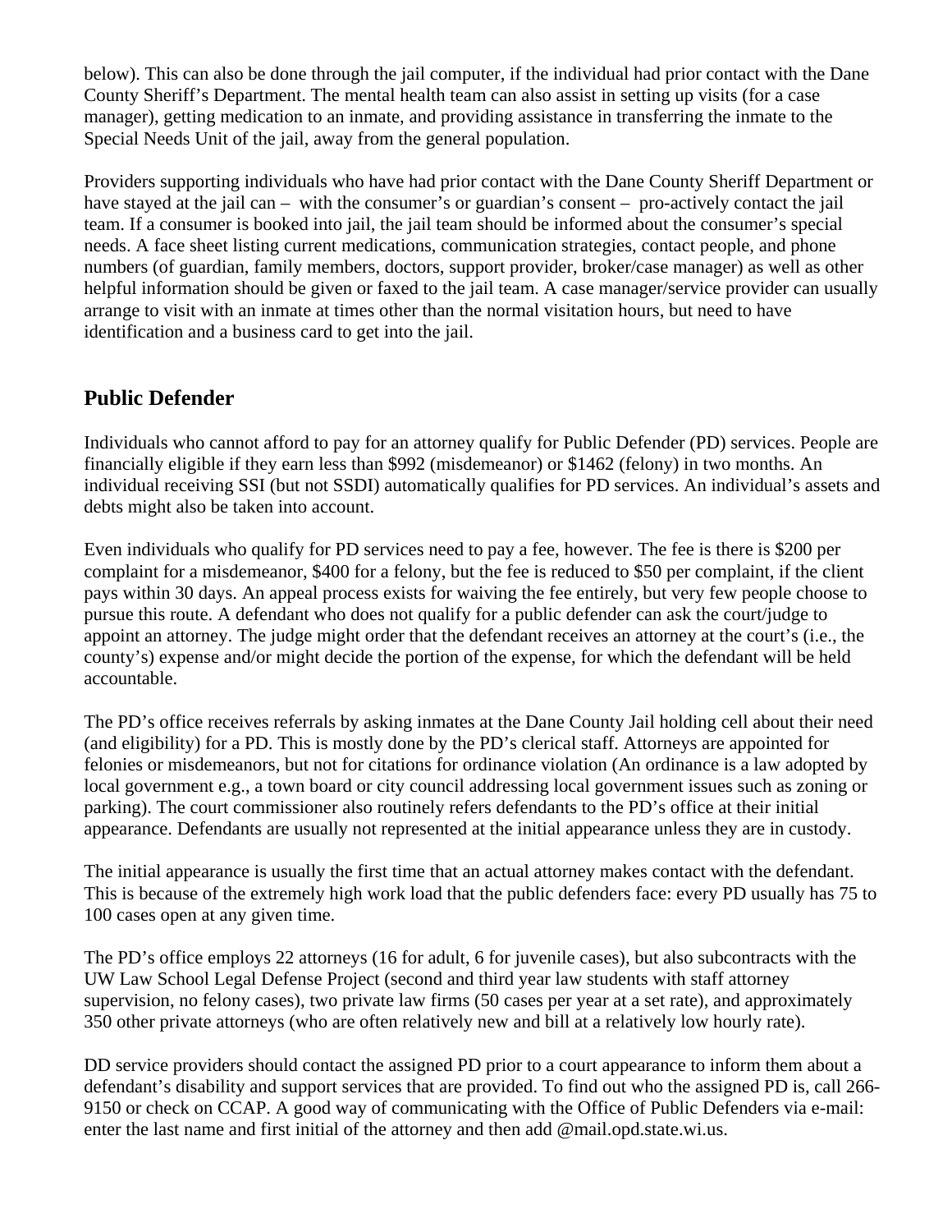below). This can also be done through the jail computer, if the individual had prior contact with the Dane County Sheriff's Department. The mental health team can also assist in setting up visits (for a case manager), getting medication to an inmate, and providing assistance in transferring the inmate to the Special Needs Unit of the jail, away from the general population.

Providers supporting individuals who have had prior contact with the Dane County Sheriff Department or have stayed at the jail can – with the consumer's or guardian's consent – pro-actively contact the jail team. If a consumer is booked into jail, the jail team should be informed about the consumer's special needs. A face sheet listing current medications, communication strategies, contact people, and phone numbers (of guardian, family members, doctors, support provider, broker/case manager) as well as other helpful information should be given or faxed to the jail team. A case manager/service provider can usually arrange to visit with an inmate at times other than the normal visitation hours, but need to have identification and a business card to get into the jail.

## Public Defender

Individuals who cannot afford to pay for an attorney qualify for Public Defender (PD) services. People are financially eligible if they earn less than $992 (misdemeanor) or $1462 (felony) in two months. An individual receiving SSI (but not SSDI) automatically qualifies for PD services. An individual's assets and debts might also be taken into account.

Even individuals who qualify for PD services need to pay a fee, however. The fee is there is $200 per complaint for a misdemeanor, $400 for a felony, but the fee is reduced to $50 per complaint, if the client pays within 30 days. An appeal process exists for waiving the fee entirely, but very few people choose to pursue this route. A defendant who does not qualify for a public defender can ask the court/judge to appoint an attorney. The judge might order that the defendant receives an attorney at the court's (i.e., the county's) expense and/or might decide the portion of the expense, for which the defendant will be held accountable.

The PD's office receives referrals by asking inmates at the Dane County Jail holding cell about their need (and eligibility) for a PD. This is mostly done by the PD's clerical staff. Attorneys are appointed for felonies or misdemeanors, but not for citations for ordinance violation (An ordinance is a law adopted by local government e.g., a town board or city council addressing local government issues such as zoning or parking). The court commissioner also routinely refers defendants to the PD's office at their initial appearance. Defendants are usually not represented at the initial appearance unless they are in custody.

The initial appearance is usually the first time that an actual attorney makes contact with the defendant. This is because of the extremely high work load that the public defenders face: every PD usually has 75 to 100 cases open at any given time.

The PD's office employs 22 attorneys (16 for adult, 6 for juvenile cases), but also subcontracts with the UW Law School Legal Defense Project (second and third year law students with staff attorney supervision, no felony cases), two private law firms (50 cases per year at a set rate), and approximately 350 other private attorneys (who are often relatively new and bill at a relatively low hourly rate).

DD service providers should contact the assigned PD prior to a court appearance to inform them about a defendant's disability and support services that are provided. To find out who the assigned PD is, call 266-9150 or check on CCAP. A good way of communicating with the Office of Public Defenders via e-mail: enter the last name and first initial of the attorney and then add @mail.opd.state.wi.us.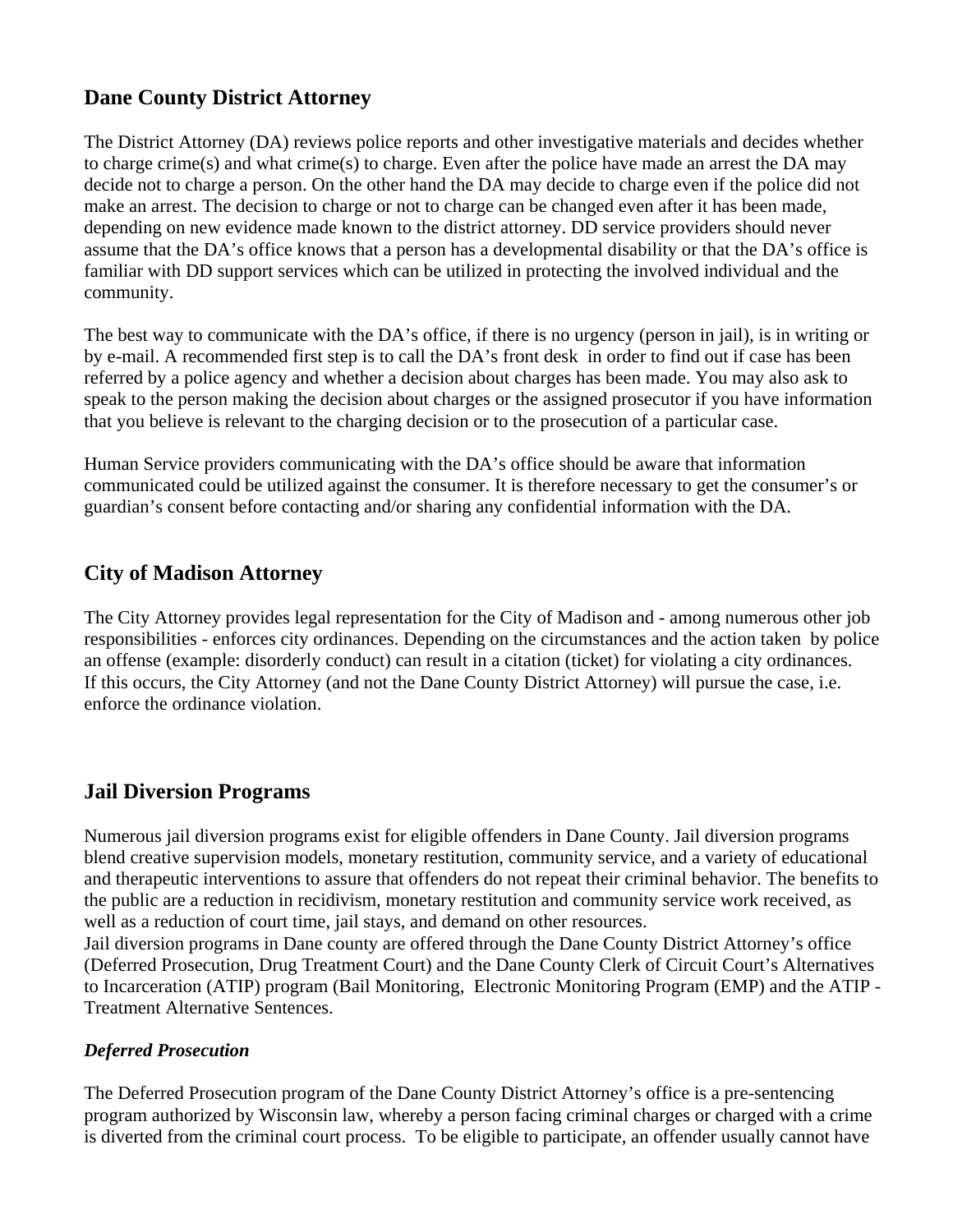## Dane County District Attorney

The District Attorney (DA) reviews police reports and other investigative materials and decides whether to charge crime(s) and what crime(s) to charge. Even after the police have made an arrest the DA may decide not to charge a person. On the other hand the DA may decide to charge even if the police did not make an arrest. The decision to charge or not to charge can be changed even after it has been made, depending on new evidence made known to the district attorney. DD service providers should never assume that the DA's office knows that a person has a developmental disability or that the DA's office is familiar with DD support services which can be utilized in protecting the involved individual and the community.

The best way to communicate with the DA's office, if there is no urgency (person in jail), is in writing or by e-mail. A recommended first step is to call the DA's front desk in order to find out if case has been referred by a police agency and whether a decision about charges has been made. You may also ask to speak to the person making the decision about charges or the assigned prosecutor if you have information that you believe is relevant to the charging decision or to the prosecution of a particular case.

Human Service providers communicating with the DA's office should be aware that information communicated could be utilized against the consumer. It is therefore necessary to get the consumer's or guardian's consent before contacting and/or sharing any confidential information with the DA.

## City of Madison Attorney

The City Attorney provides legal representation for the City of Madison and - among numerous other job responsibilities - enforces city ordinances. Depending on the circumstances and the action taken by police an offense (example: disorderly conduct) can result in a citation (ticket) for violating a city ordinances. If this occurs, the City Attorney (and not the Dane County District Attorney) will pursue the case, i.e. enforce the ordinance violation.

## Jail Diversion Programs

Numerous jail diversion programs exist for eligible offenders in Dane County. Jail diversion programs blend creative supervision models, monetary restitution, community service, and a variety of educational and therapeutic interventions to assure that offenders do not repeat their criminal behavior. The benefits to the public are a reduction in recidivism, monetary restitution and community service work received, as well as a reduction of court time, jail stays, and demand on other resources.
Jail diversion programs in Dane county are offered through the Dane County District Attorney's office (Deferred Prosecution, Drug Treatment Court) and the Dane County Clerk of Circuit Court's Alternatives to Incarceration (ATIP) program (Bail Monitoring, Electronic Monitoring Program (EMP) and the ATIP - Treatment Alternative Sentences.

### *Deferred Prosecution*

The Deferred Prosecution program of the Dane County District Attorney's office is a pre-sentencing program authorized by Wisconsin law, whereby a person facing criminal charges or charged with a crime is diverted from the criminal court process. To be eligible to participate, an offender usually cannot have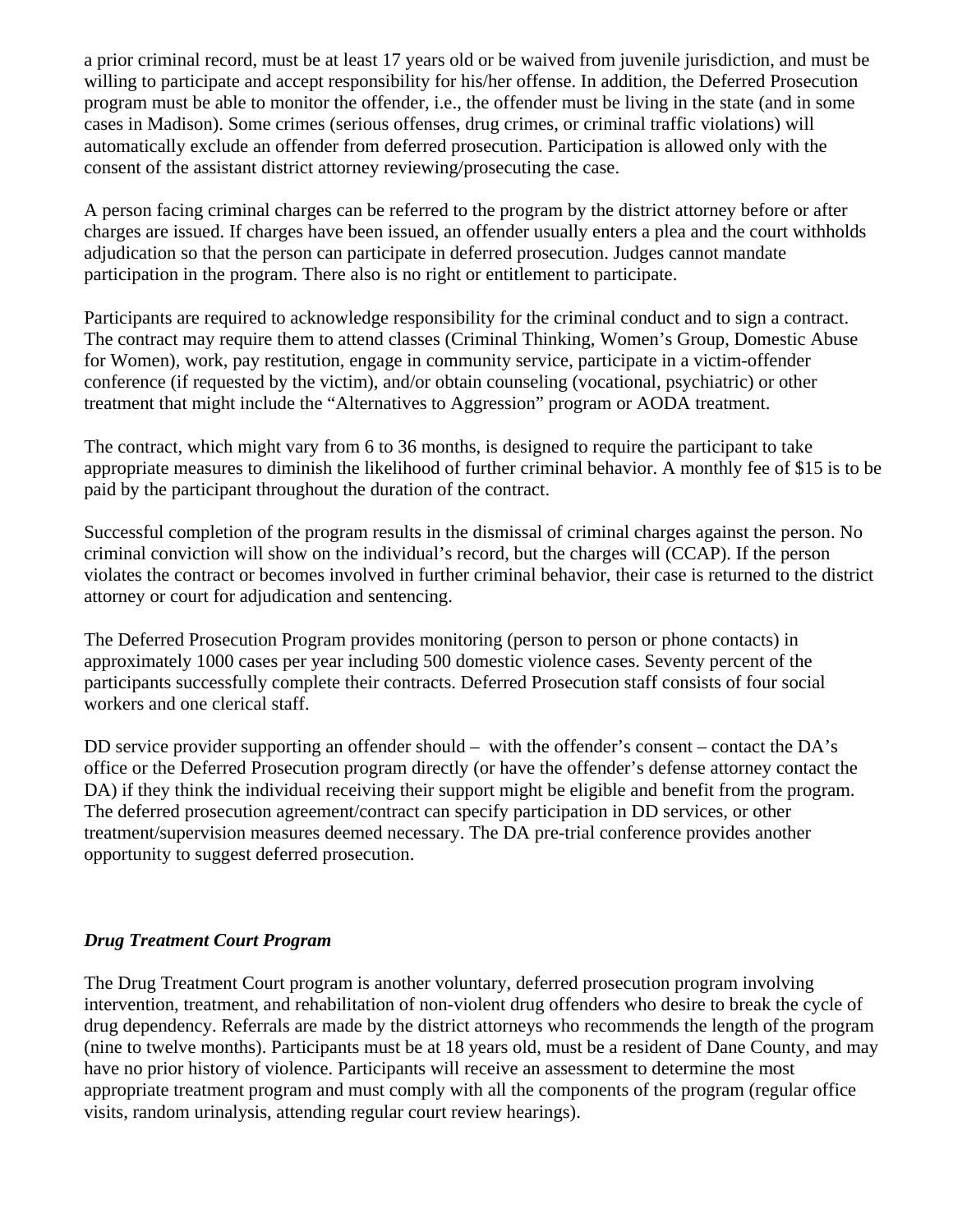a prior criminal record, must be at least 17 years old or be waived from juvenile jurisdiction, and must be willing to participate and accept responsibility for his/her offense. In addition, the Deferred Prosecution program must be able to monitor the offender, i.e., the offender must be living in the state (and in some cases in Madison). Some crimes (serious offenses, drug crimes, or criminal traffic violations) will automatically exclude an offender from deferred prosecution. Participation is allowed only with the consent of the assistant district attorney reviewing/prosecuting the case.

A person facing criminal charges can be referred to the program by the district attorney before or after charges are issued. If charges have been issued, an offender usually enters a plea and the court withholds adjudication so that the person can participate in deferred prosecution. Judges cannot mandate participation in the program. There also is no right or entitlement to participate.

Participants are required to acknowledge responsibility for the criminal conduct and to sign a contract. The contract may require them to attend classes (Criminal Thinking, Women's Group, Domestic Abuse for Women), work, pay restitution, engage in community service, participate in a victim-offender conference (if requested by the victim), and/or obtain counseling (vocational, psychiatric) or other treatment that might include the "Alternatives to Aggression" program or AODA treatment.

The contract, which might vary from 6 to 36 months, is designed to require the participant to take appropriate measures to diminish the likelihood of further criminal behavior. A monthly fee of $15 is to be paid by the participant throughout the duration of the contract.

Successful completion of the program results in the dismissal of criminal charges against the person. No criminal conviction will show on the individual's record, but the charges will (CCAP). If the person violates the contract or becomes involved in further criminal behavior, their case is returned to the district attorney or court for adjudication and sentencing.

The Deferred Prosecution Program provides monitoring (person to person or phone contacts) in approximately 1000 cases per year including 500 domestic violence cases. Seventy percent of the participants successfully complete their contracts. Deferred Prosecution staff consists of four social workers and one clerical staff.

DD service provider supporting an offender should – with the offender's consent – contact the DA's office or the Deferred Prosecution program directly (or have the offender's defense attorney contact the DA) if they think the individual receiving their support might be eligible and benefit from the program. The deferred prosecution agreement/contract can specify participation in DD services, or other treatment/supervision measures deemed necessary. The DA pre-trial conference provides another opportunity to suggest deferred prosecution.

***Drug Treatment Court Program***

The Drug Treatment Court program is another voluntary, deferred prosecution program involving intervention, treatment, and rehabilitation of non-violent drug offenders who desire to break the cycle of drug dependency. Referrals are made by the district attorneys who recommends the length of the program (nine to twelve months). Participants must be at 18 years old, must be a resident of Dane County, and may have no prior history of violence. Participants will receive an assessment to determine the most appropriate treatment program and must comply with all the components of the program (regular office visits, random urinalysis, attending regular court review hearings).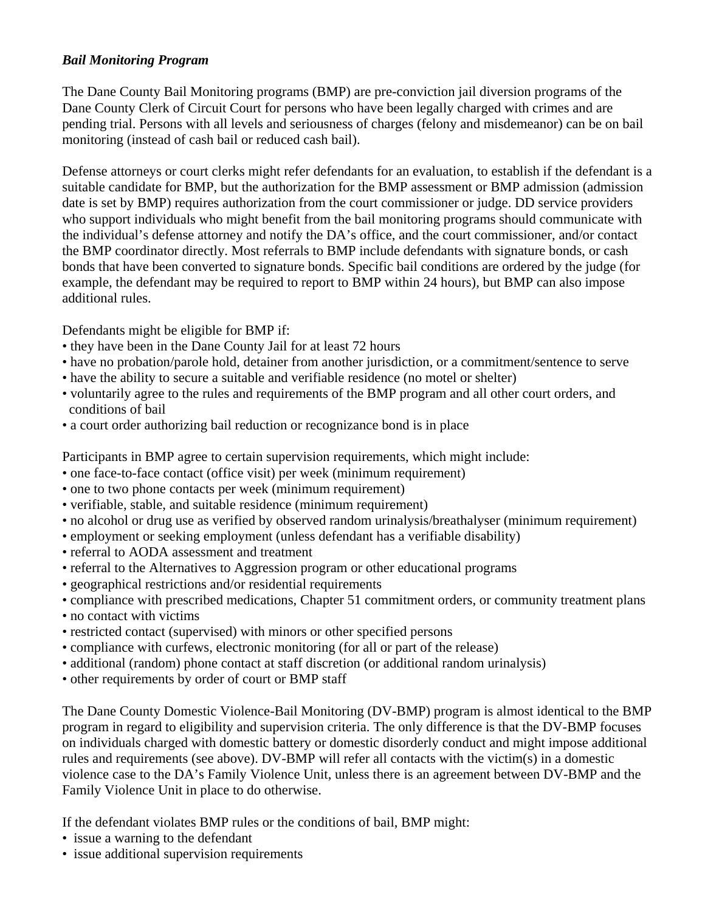***Bail Monitoring Program***

The Dane County Bail Monitoring programs (BMP) are pre-conviction jail diversion programs of the Dane County Clerk of Circuit Court for persons who have been legally charged with crimes and are pending trial. Persons with all levels and seriousness of charges (felony and misdemeanor) can be on bail monitoring (instead of cash bail or reduced cash bail).

Defense attorneys or court clerks might refer defendants for an evaluation, to establish if the defendant is a suitable candidate for BMP, but the authorization for the BMP assessment or BMP admission (admission date is set by BMP) requires authorization from the court commissioner or judge. DD service providers who support individuals who might benefit from the bail monitoring programs should communicate with the individual's defense attorney and notify the DA's office, and the court commissioner, and/or contact the BMP coordinator directly. Most referrals to BMP include defendants with signature bonds, or cash bonds that have been converted to signature bonds. Specific bail conditions are ordered by the judge (for example, the defendant may be required to report to BMP within 24 hours), but BMP can also impose additional rules.

Defendants might be eligible for BMP if:

- they have been in the Dane County Jail for at least 72 hours
- have no probation/parole hold, detainer from another jurisdiction, or a commitment/sentence to serve
- have the ability to secure a suitable and verifiable residence (no motel or shelter)
- voluntarily agree to the rules and requirements of the BMP program and all other court orders, and conditions of bail
- a court order authorizing bail reduction or recognizance bond is in place

Participants in BMP agree to certain supervision requirements, which might include:

- one face-to-face contact (office visit) per week (minimum requirement)
- one to two phone contacts per week (minimum requirement)
- verifiable, stable, and suitable residence (minimum requirement)
- no alcohol or drug use as verified by observed random urinalysis/breathalyser (minimum requirement)
- employment or seeking employment (unless defendant has a verifiable disability)
- referral to AODA assessment and treatment
- referral to the Alternatives to Aggression program or other educational programs
- geographical restrictions and/or residential requirements
- compliance with prescribed medications, Chapter 51 commitment orders, or community treatment plans
- no contact with victims
- restricted contact (supervised) with minors or other specified persons
- compliance with curfews, electronic monitoring (for all or part of the release)
- additional (random) phone contact at staff discretion (or additional random urinalysis)
- other requirements by order of court or BMP staff

The Dane County Domestic Violence-Bail Monitoring (DV-BMP) program is almost identical to the BMP program in regard to eligibility and supervision criteria. The only difference is that the DV-BMP focuses on individuals charged with domestic battery or domestic disorderly conduct and might impose additional rules and requirements (see above). DV-BMP will refer all contacts with the victim(s) in a domestic violence case to the DA's Family Violence Unit, unless there is an agreement between DV-BMP and the Family Violence Unit in place to do otherwise.

If the defendant violates BMP rules or the conditions of bail, BMP might:

- issue a warning to the defendant
- issue additional supervision requirements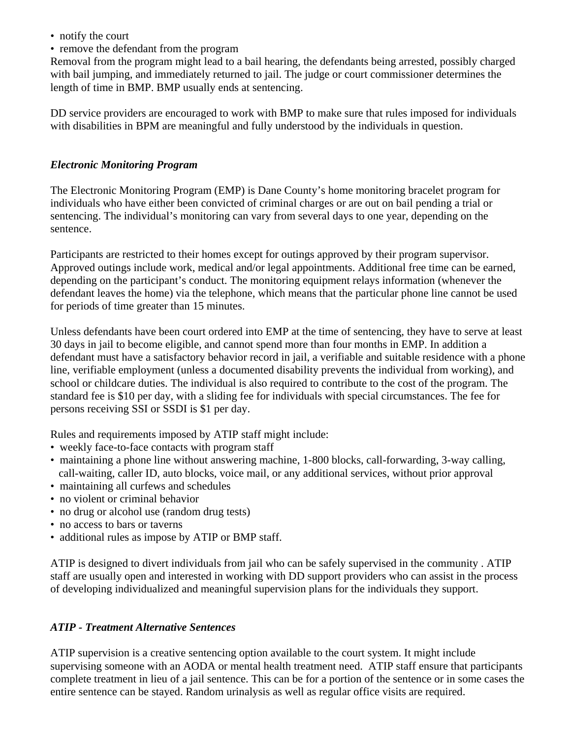- notify the court
- remove the defendant from the program

Removal from the program might lead to a bail hearing, the defendants being arrested, possibly charged with bail jumping, and immediately returned to jail. The judge or court commissioner determines the length of time in BMP. BMP usually ends at sentencing.

DD service providers are encouraged to work with BMP to make sure that rules imposed for individuals with disabilities in BPM are meaningful and fully understood by the individuals in question.

### *Electronic Monitoring Program*

The Electronic Monitoring Program (EMP) is Dane County's home monitoring bracelet program for individuals who have either been convicted of criminal charges or are out on bail pending a trial or sentencing. The individual's monitoring can vary from several days to one year, depending on the sentence.

Participants are restricted to their homes except for outings approved by their program supervisor. Approved outings include work, medical and/or legal appointments. Additional free time can be earned, depending on the participant's conduct. The monitoring equipment relays information (whenever the defendant leaves the home) via the telephone, which means that the particular phone line cannot be used for periods of time greater than 15 minutes.

Unless defendants have been court ordered into EMP at the time of sentencing, they have to serve at least 30 days in jail to become eligible, and cannot spend more than four months in EMP. In addition a defendant must have a satisfactory behavior record in jail, a verifiable and suitable residence with a phone line, verifiable employment (unless a documented disability prevents the individual from working), and school or childcare duties. The individual is also required to contribute to the cost of the program. The standard fee is $10 per day, with a sliding fee for individuals with special circumstances. The fee for persons receiving SSI or SSDI is $1 per day.

Rules and requirements imposed by ATIP staff might include:

- weekly face-to-face contacts with program staff
- maintaining a phone line without answering machine, 1-800 blocks, call-forwarding, 3-way calling, call-waiting, caller ID, auto blocks, voice mail, or any additional services, without prior approval
- maintaining all curfews and schedules
- no violent or criminal behavior
- no drug or alcohol use (random drug tests)
- no access to bars or taverns
- additional rules as impose by ATIP or BMP staff.

ATIP is designed to divert individuals from jail who can be safely supervised in the community . ATIP staff are usually open and interested in working with DD support providers who can assist in the process of developing individualized and meaningful supervision plans for the individuals they support.

### *ATIP - Treatment Alternative Sentences*

ATIP supervision is a creative sentencing option available to the court system. It might include supervising someone with an AODA or mental health treatment need. ATIP staff ensure that participants complete treatment in lieu of a jail sentence. This can be for a portion of the sentence or in some cases the entire sentence can be stayed. Random urinalysis as well as regular office visits are required.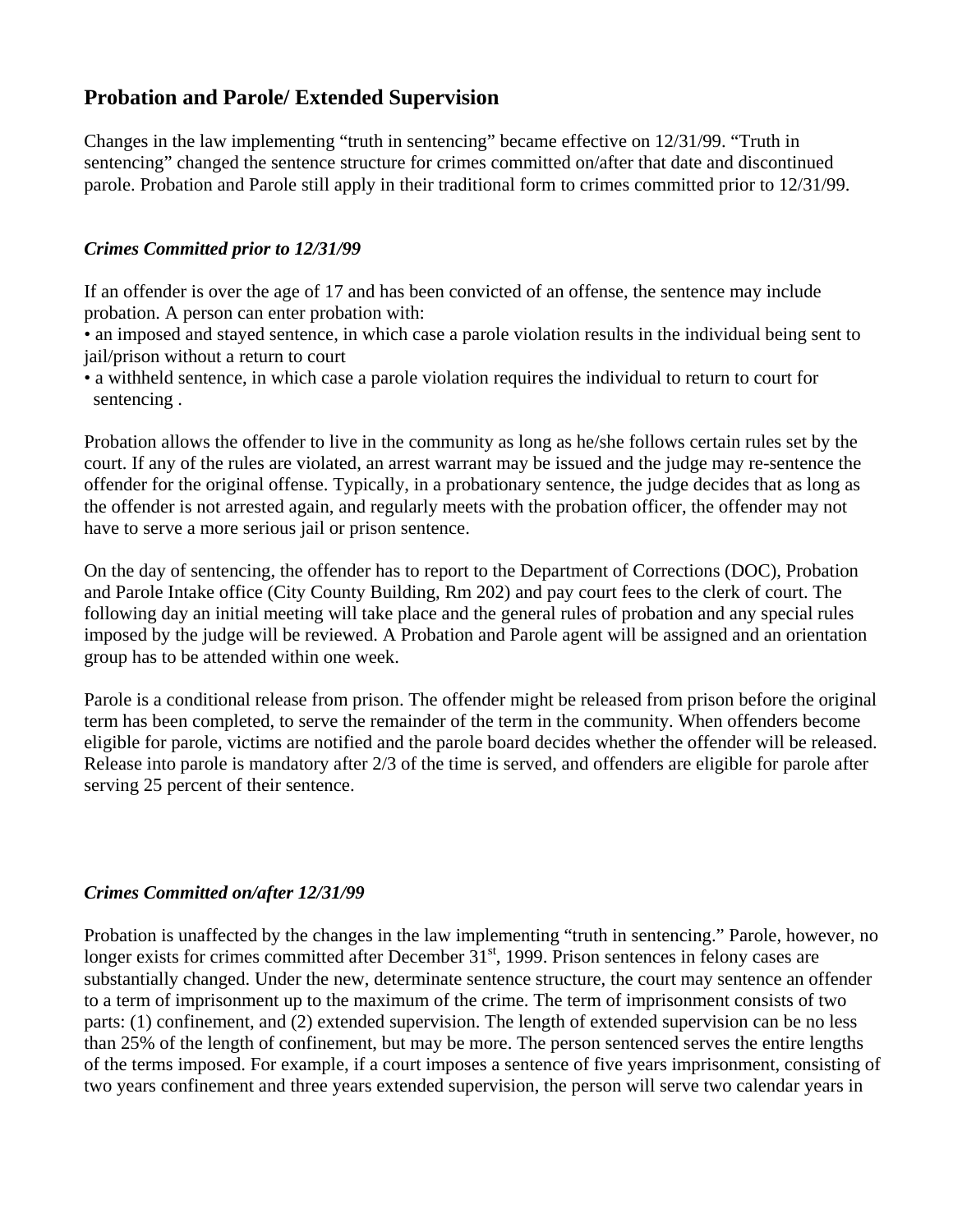## Probation and Parole/ Extended Supervision

Changes in the law implementing "truth in sentencing" became effective on 12/31/99. "Truth in sentencing" changed the sentence structure for crimes committed on/after that date and discontinued parole. Probation and Parole still apply in their traditional form to crimes committed prior to 12/31/99.

### *Crimes Committed prior to 12/31/99*

If an offender is over the age of 17 and has been convicted of an offense, the sentence may include probation. A person can enter probation with:

- an imposed and stayed sentence, in which case a parole violation results in the individual being sent to jail/prison without a return to court
- a withheld sentence, in which case a parole violation requires the individual to return to court for sentencing .

Probation allows the offender to live in the community as long as he/she follows certain rules set by the court. If any of the rules are violated, an arrest warrant may be issued and the judge may re-sentence the offender for the original offense. Typically, in a probationary sentence, the judge decides that as long as the offender is not arrested again, and regularly meets with the probation officer, the offender may not have to serve a more serious jail or prison sentence.

On the day of sentencing, the offender has to report to the Department of Corrections (DOC), Probation and Parole Intake office (City County Building, Rm 202) and pay court fees to the clerk of court. The following day an initial meeting will take place and the general rules of probation and any special rules imposed by the judge will be reviewed. A Probation and Parole agent will be assigned and an orientation group has to be attended within one week.

Parole is a conditional release from prison. The offender might be released from prison before the original term has been completed, to serve the remainder of the term in the community. When offenders become eligible for parole, victims are notified and the parole board decides whether the offender will be released. Release into parole is mandatory after 2/3 of the time is served, and offenders are eligible for parole after serving 25 percent of their sentence.

### *Crimes Committed on/after 12/31/99*

Probation is unaffected by the changes in the law implementing "truth in sentencing." Parole, however, no longer exists for crimes committed after December 31st, 1999. Prison sentences in felony cases are substantially changed. Under the new, determinate sentence structure, the court may sentence an offender to a term of imprisonment up to the maximum of the crime. The term of imprisonment consists of two parts: (1) confinement, and (2) extended supervision. The length of extended supervision can be no less than 25% of the length of confinement, but may be more. The person sentenced serves the entire lengths of the terms imposed. For example, if a court imposes a sentence of five years imprisonment, consisting of two years confinement and three years extended supervision, the person will serve two calendar years in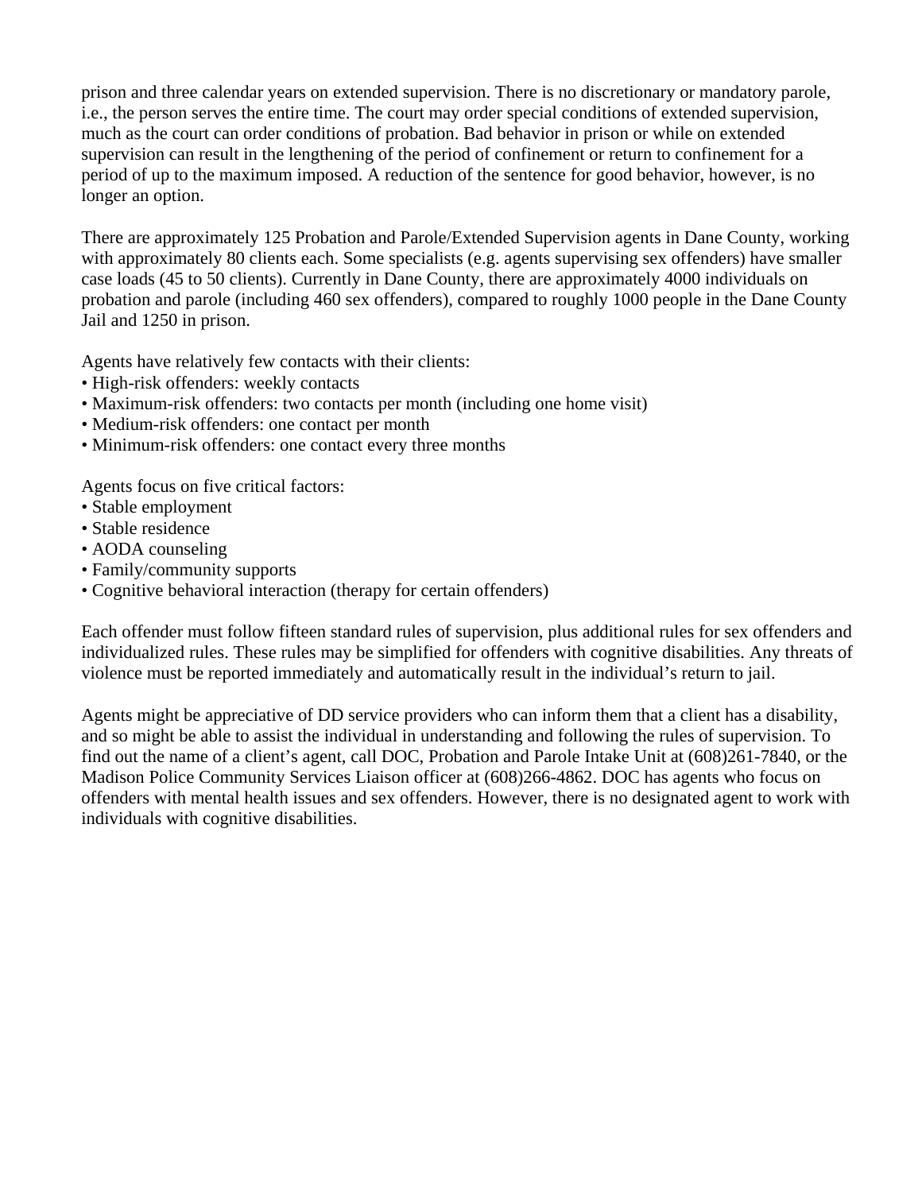prison and three calendar years on extended supervision. There is no discretionary or mandatory parole, i.e., the person serves the entire time. The court may order special conditions of extended supervision, much as the court can order conditions of probation. Bad behavior in prison or while on extended supervision can result in the lengthening of the period of confinement or return to confinement for a period of up to the maximum imposed. A reduction of the sentence for good behavior, however, is no longer an option.

There are approximately 125 Probation and Parole/Extended Supervision agents in Dane County, working with approximately 80 clients each. Some specialists (e.g. agents supervising sex offenders) have smaller case loads (45 to 50 clients). Currently in Dane County, there are approximately 4000 individuals on probation and parole (including 460 sex offenders), compared to roughly 1000 people in the Dane County Jail and 1250 in prison.

Agents have relatively few contacts with their clients:

- High-risk offenders: weekly contacts
- Maximum-risk offenders: two contacts per month (including one home visit)
- Medium-risk offenders: one contact per month
- Minimum-risk offenders: one contact every three months

Agents focus on five critical factors:

- Stable employment
- Stable residence
- AODA counseling
- Family/community supports
- Cognitive behavioral interaction (therapy for certain offenders)

Each offender must follow fifteen standard rules of supervision, plus additional rules for sex offenders and individualized rules. These rules may be simplified for offenders with cognitive disabilities. Any threats of violence must be reported immediately and automatically result in the individual's return to jail.

Agents might be appreciative of DD service providers who can inform them that a client has a disability, and so might be able to assist the individual in understanding and following the rules of supervision. To find out the name of a client's agent, call DOC, Probation and Parole Intake Unit at (608)261-7840, or the Madison Police Community Services Liaison officer at (608)266-4862. DOC has agents who focus on offenders with mental health issues and sex offenders. However, there is no designated agent to work with individuals with cognitive disabilities.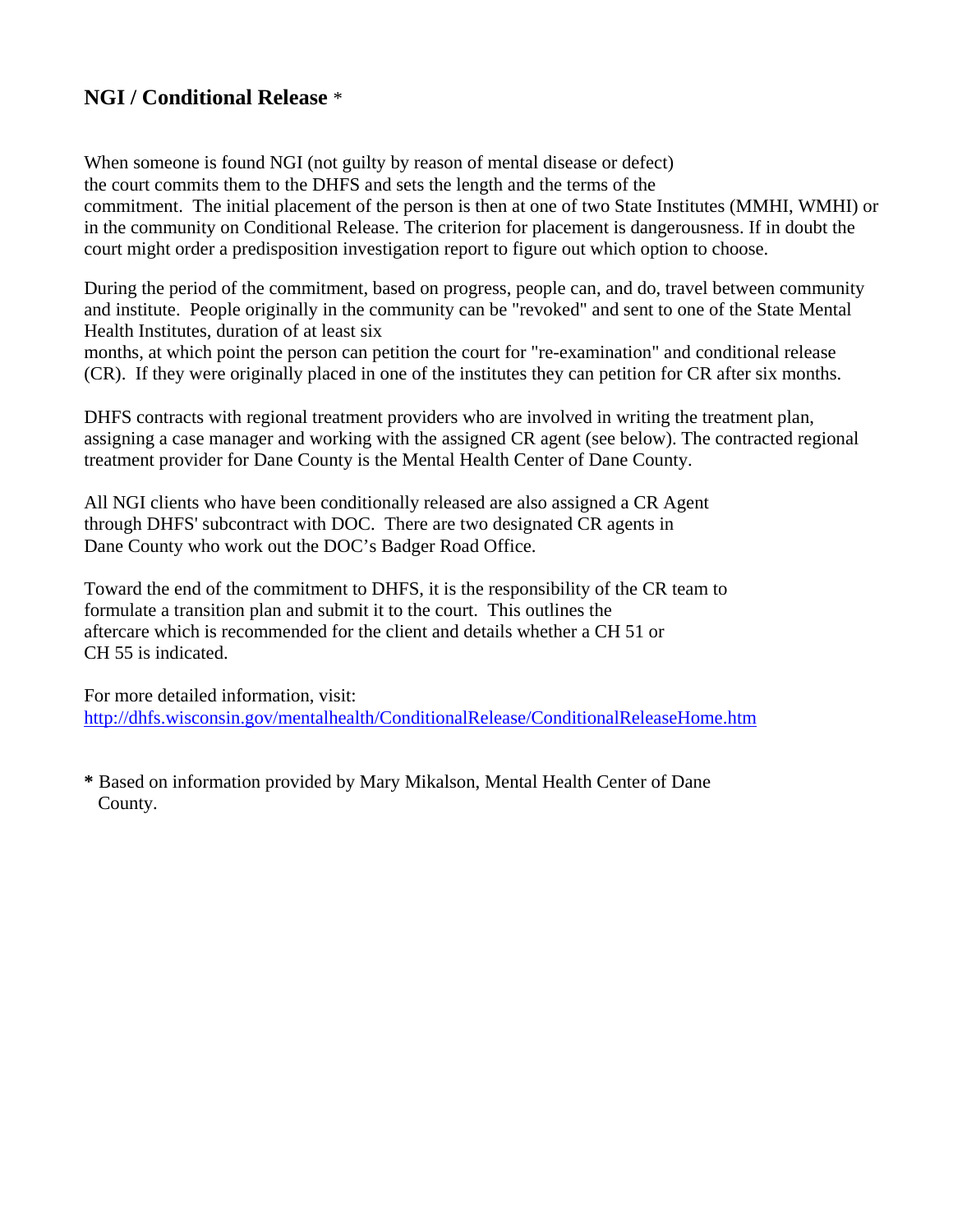## NGI / Conditional Release *

When someone is found NGI (not guilty by reason of mental disease or defect) the court commits them to the DHFS and sets the length and the terms of the commitment. The initial placement of the person is then at one of two State Institutes (MMHI, WMHI) or in the community on Conditional Release. The criterion for placement is dangerousness. If in doubt the court might order a predisposition investigation report to figure out which option to choose.

During the period of the commitment, based on progress, people can, and do, travel between community and institute. People originally in the community can be "revoked" and sent to one of the State Mental Health Institutes, duration of at least six months, at which point the person can petition the court for "re-examination" and conditional release (CR). If they were originally placed in one of the institutes they can petition for CR after six months.

DHFS contracts with regional treatment providers who are involved in writing the treatment plan, assigning a case manager and working with the assigned CR agent (see below). The contracted regional treatment provider for Dane County is the Mental Health Center of Dane County.

All NGI clients who have been conditionally released are also assigned a CR Agent through DHFS' subcontract with DOC. There are two designated CR agents in Dane County who work out the DOC's Badger Road Office.

Toward the end of the commitment to DHFS, it is the responsibility of the CR team to formulate a transition plan and submit it to the court. This outlines the aftercare which is recommended for the client and details whether a CH 51 or CH 55 is indicated.

For more detailed information, visit:
http://dhfs.wisconsin.gov/mentalhealth/ConditionalRelease/ConditionalReleaseHome.htm

**\*** Based on information provided by Mary Mikalson, Mental Health Center of Dane County.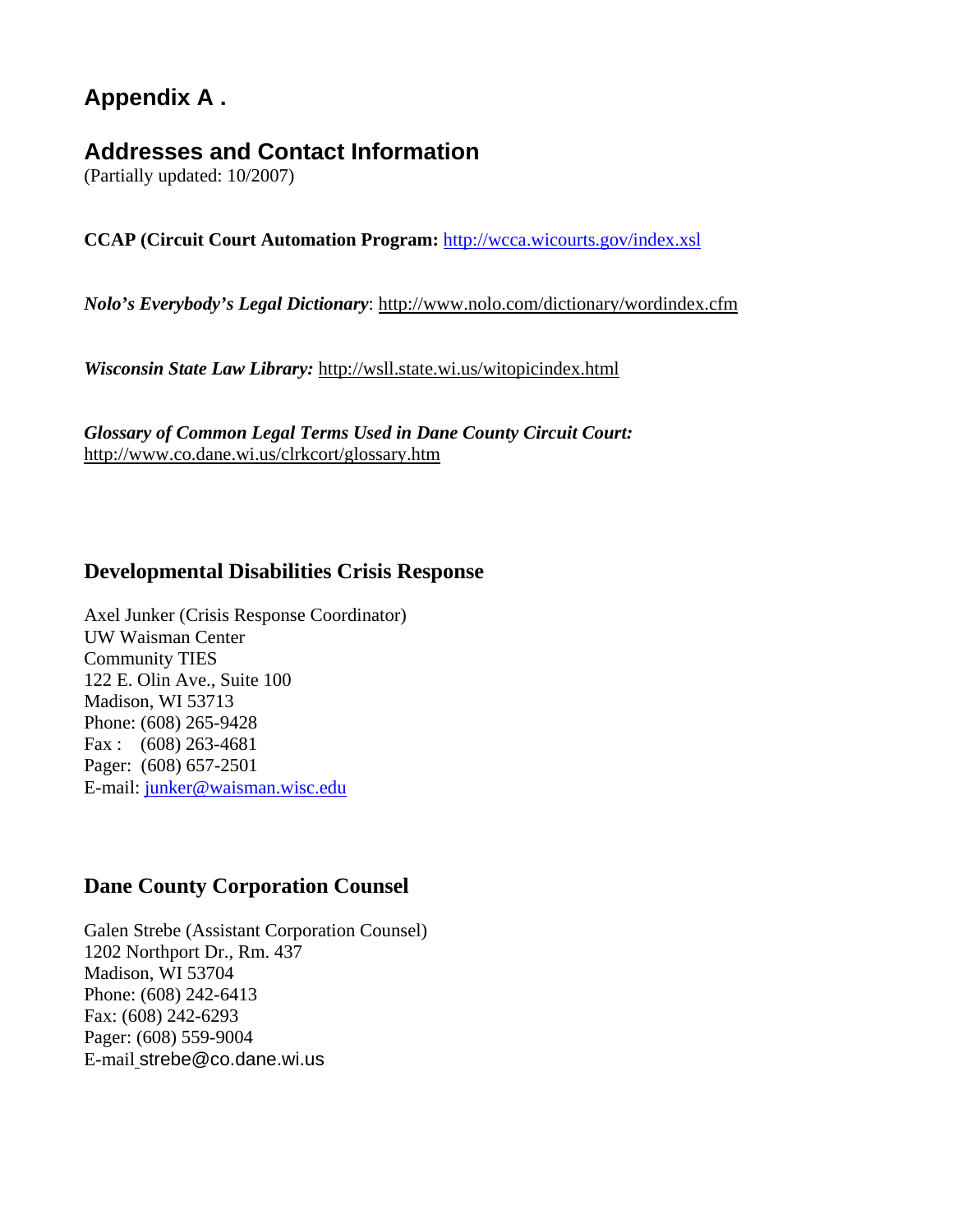# Appendix A .

## Addresses and Contact Information

(Partially updated: 10/2007)

**CCAP (Circuit Court Automation Program:** http://wcca.wicourts.gov/index.xsl

***Nolo's Everybody's Legal Dictionary***: http://www.nolo.com/dictionary/wordindex.cfm

***Wisconsin State Law Library:*** http://wsll.state.wi.us/witopicindex.html

***Glossary of Common Legal Terms Used in Dane County Circuit Court:***
http://www.co.dane.wi.us/clrkcort/glossary.htm

### Developmental Disabilities Crisis Response

Axel Junker (Crisis Response Coordinator)
UW Waisman Center
Community TIES
122 E. Olin Ave., Suite 100
Madison, WI 53713
Phone: (608) 265-9428
Fax : (608) 263-4681
Pager: (608) 657-2501
E-mail: junker@waisman.wisc.edu

### Dane County Corporation Counsel

Galen Strebe (Assistant Corporation Counsel)
1202 Northport Dr., Rm. 437
Madison, WI 53704
Phone: (608) 242-6413
Fax: (608) 242-6293
Pager: (608) 559-9004
E-mail strebe@co.dane.wi.us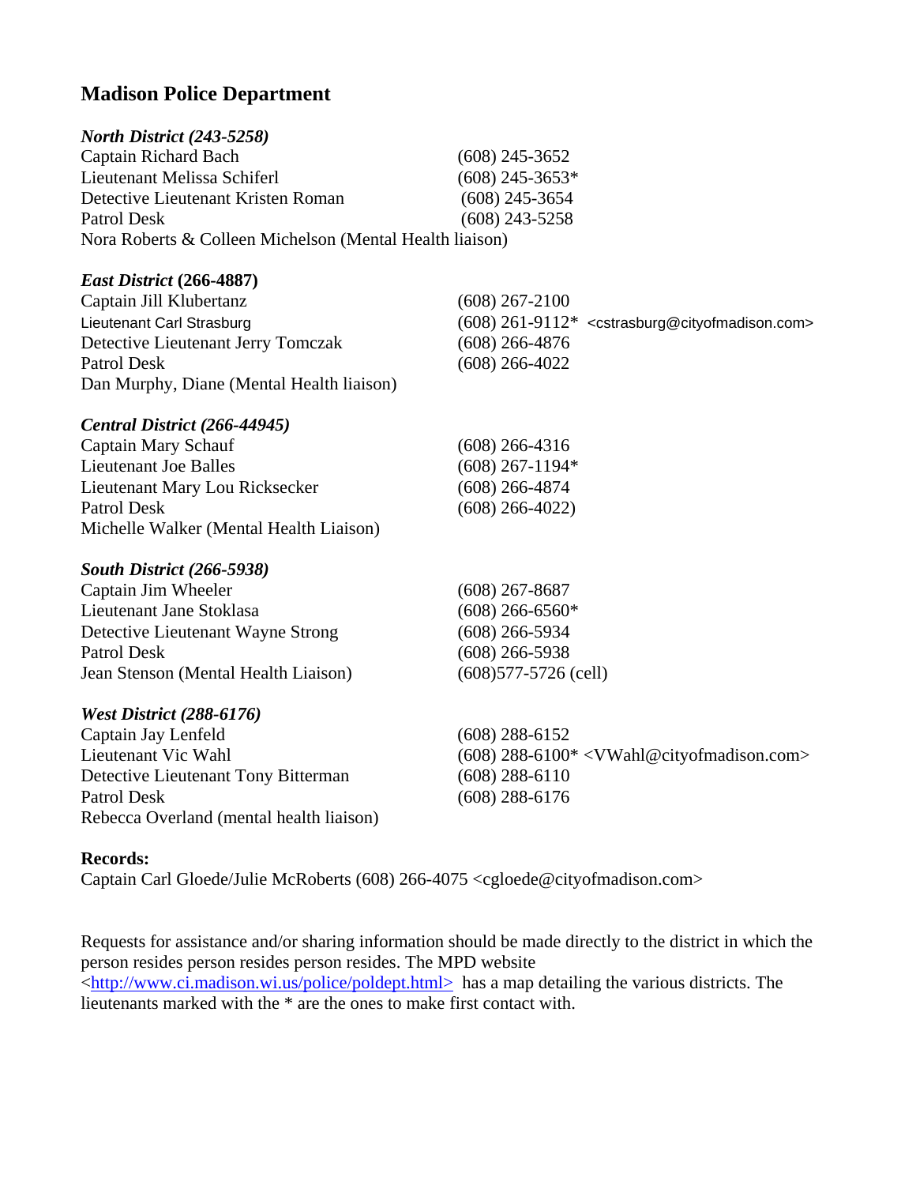## Madison Police Department

***North District (243-5258)***

| | |
|---|---|
| Captain Richard Bach | (608) 245-3652 |
| Lieutenant Melissa Schiferl | (608) 245-3653* |
| Detective Lieutenant Kristen Roman | (608) 245-3654 |
| Patrol Desk | (608) 243-5258 |
| Nora Roberts & Colleen Michelson (Mental Health liaison) | |

***East District* (266-4887)**

| | |
|---|---|
| Captain Jill Klubertanz | (608) 267-2100 |
| Lieutenant Carl Strasburg | (608) 261-9112* <cstrasburg@cityofmadison.com> |
| Detective Lieutenant Jerry Tomczak | (608) 266-4876 |
| Patrol Desk | (608) 266-4022 |
| Dan Murphy, Diane (Mental Health liaison) | |

***Central District (266-44945)***

| | |
|---|---|
| Captain Mary Schauf | (608) 266-4316 |
| Lieutenant Joe Balles | (608) 267-1194* |
| Lieutenant Mary Lou Ricksecker | (608) 266-4874 |
| Patrol Desk | (608) 266-4022) |
| Michelle Walker (Mental Health Liaison) | |

***South District (266-5938)***

| | |
|---|---|
| Captain Jim Wheeler | (608) 267-8687 |
| Lieutenant Jane Stoklasa | (608) 266-6560* |
| Detective Lieutenant Wayne Strong | (608) 266-5934 |
| Patrol Desk | (608) 266-5938 |
| Jean Stenson (Mental Health Liaison) | (608)577-5726 (cell) |

***West District (288-6176)***

| | |
|---|---|
| Captain Jay Lenfeld | (608) 288-6152 |
| Lieutenant Vic Wahl | (608) 288-6100* <VWahl@cityofmadison.com> |
| Detective Lieutenant Tony Bitterman | (608) 288-6110 |
| Patrol Desk | (608) 288-6176 |
| Rebecca Overland (mental health liaison) | |

**Records:**

Captain Carl Gloede/Julie McRoberts (608) 266-4075 <cgloede@cityofmadison.com>

Requests for assistance and/or sharing information should be made directly to the district in which the person resides person resides person resides. The MPD website <http://www.ci.madison.wi.us/police/poldept.html> has a map detailing the various districts. The lieutenants marked with the * are the ones to make first contact with.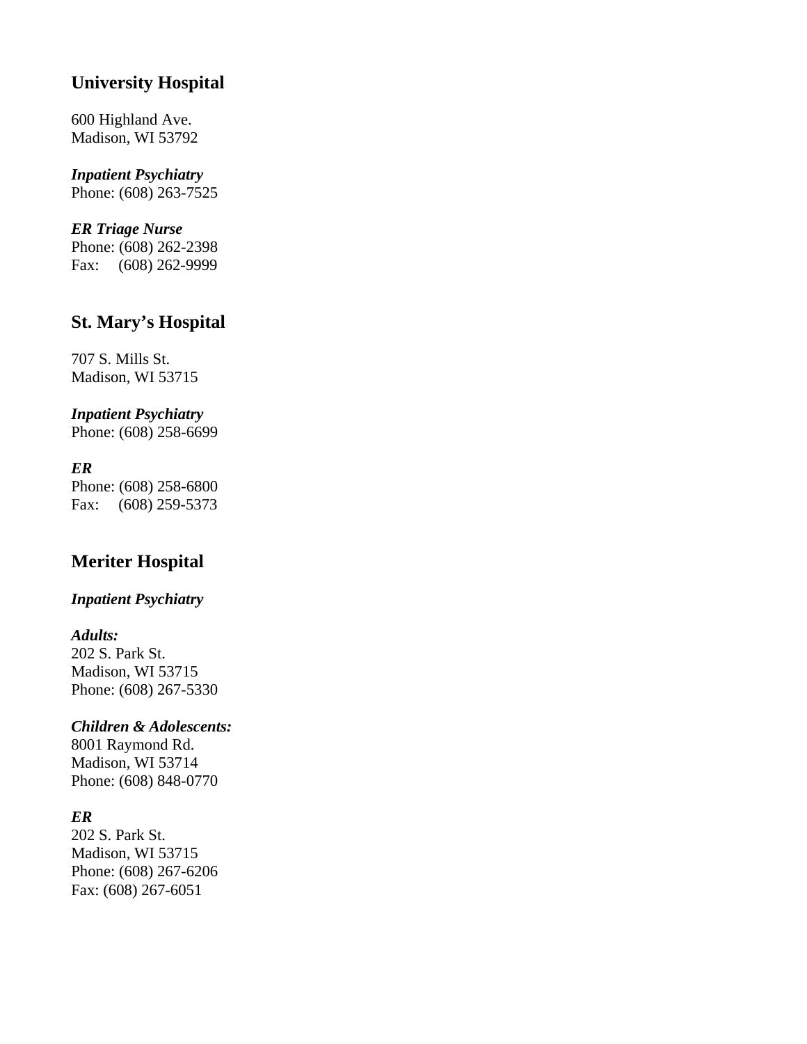## University Hospital

600 Highland Ave.
Madison, WI 53792

***Inpatient Psychiatry***
Phone: (608) 263-7525

***ER Triage Nurse***
Phone: (608) 262-2398
Fax: (608) 262-9999

## St. Mary's Hospital

707 S. Mills St.
Madison, WI 53715

***Inpatient Psychiatry***
Phone: (608) 258-6699

***ER***
Phone: (608) 258-6800
Fax: (608) 259-5373

## Meriter Hospital

***Inpatient Psychiatry***

***Adults:***
202 S. Park St.
Madison, WI 53715
Phone: (608) 267-5330

***Children & Adolescents:***
8001 Raymond Rd.
Madison, WI 53714
Phone: (608) 848-0770

***ER***
202 S. Park St.
Madison, WI 53715
Phone: (608) 267-6206
Fax: (608) 267-6051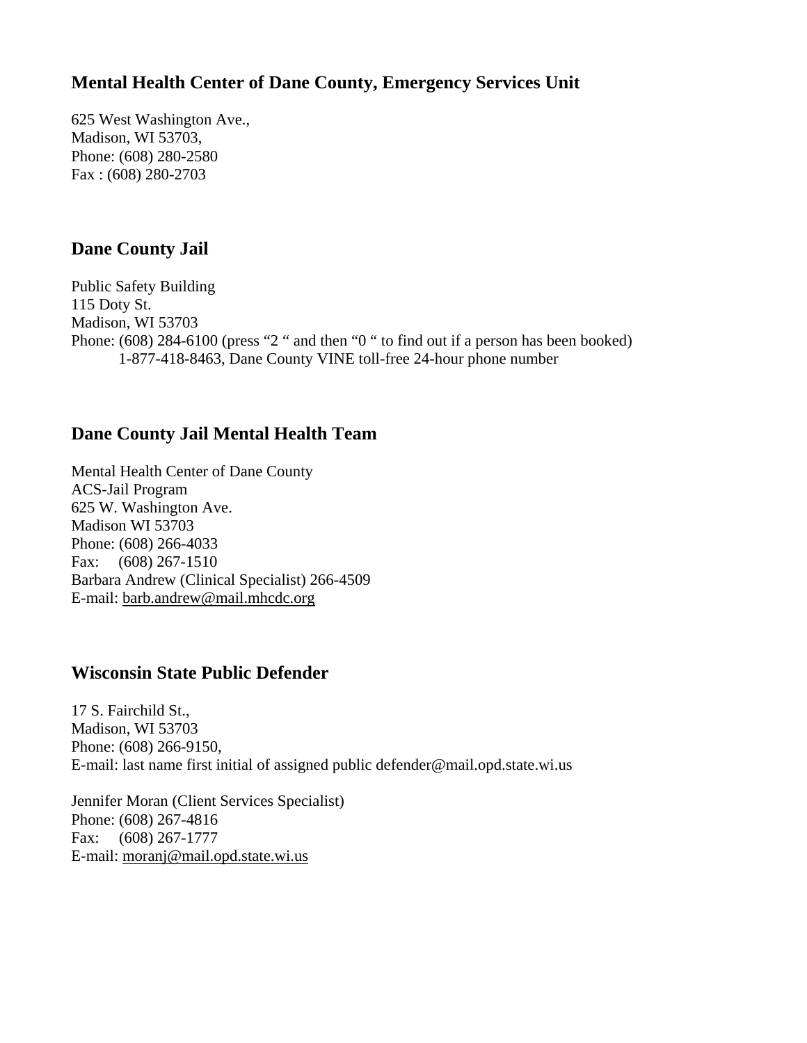## Mental Health Center of Dane County, Emergency Services Unit

625 West Washington Ave.,
Madison, WI 53703,
Phone: (608) 280-2580
Fax : (608) 280-2703

## Dane County Jail

Public Safety Building
115 Doty St.
Madison, WI 53703
Phone: (608) 284-6100 (press "2 " and then "0 " to find out if a person has been booked)
1-877-418-8463, Dane County VINE toll-free 24-hour phone number

## Dane County Jail Mental Health Team

Mental Health Center of Dane County
ACS-Jail Program
625 W. Washington Ave.
Madison WI 53703
Phone: (608) 266-4033
Fax: (608) 267-1510
Barbara Andrew (Clinical Specialist) 266-4509
E-mail: barb.andrew@mail.mhcdc.org

## Wisconsin State Public Defender

17 S. Fairchild St.,
Madison, WI 53703
Phone: (608) 266-9150,
E-mail: last name first initial of assigned public defender@mail.opd.state.wi.us

Jennifer Moran (Client Services Specialist)
Phone: (608) 267-4816
Fax: (608) 267-1777
E-mail: moranj@mail.opd.state.wi.us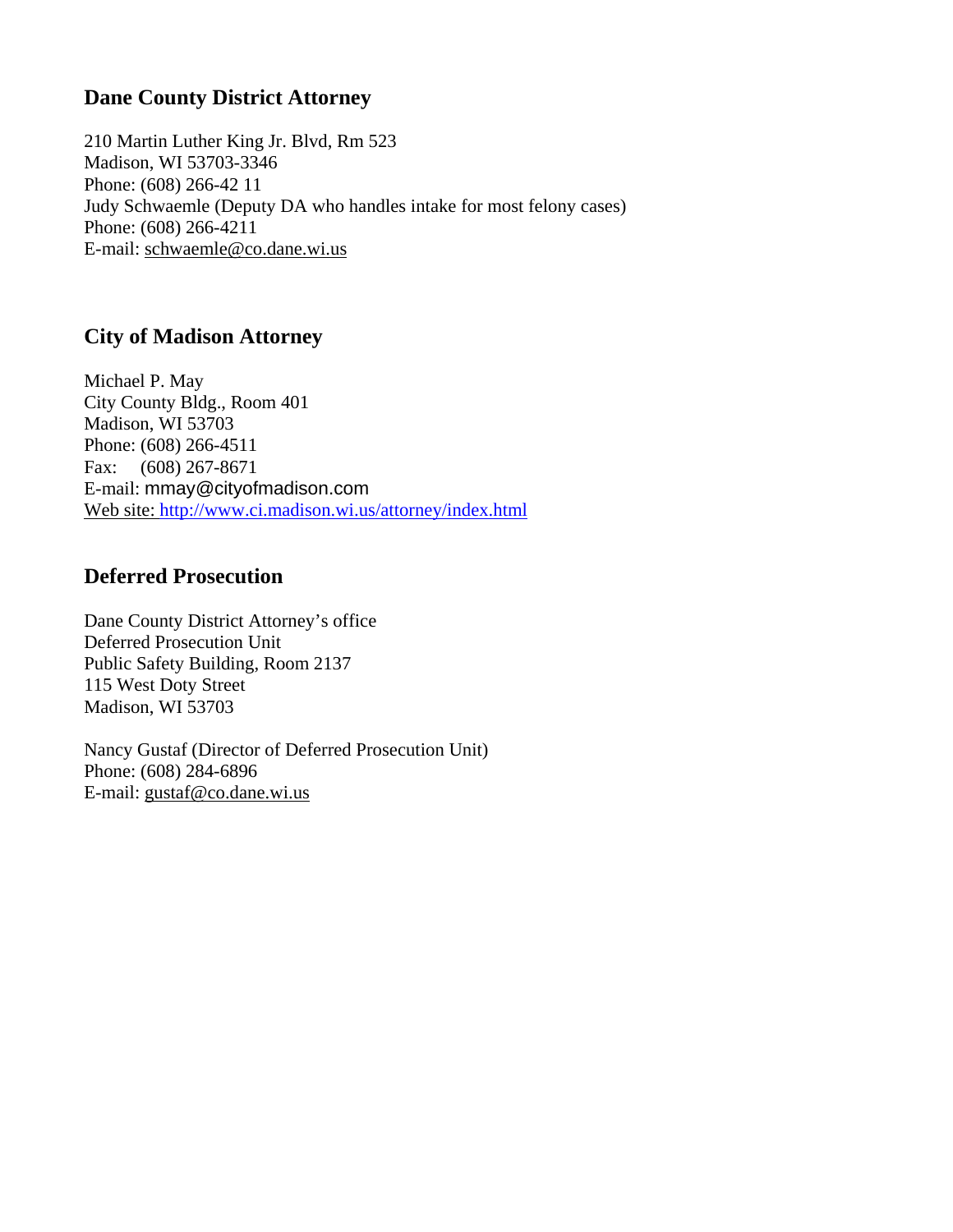## Dane County District Attorney

210 Martin Luther King Jr. Blvd, Rm 523
Madison, WI 53703-3346
Phone: (608) 266-42 11
Judy Schwaemle (Deputy DA who handles intake for most felony cases)
Phone: (608) 266-4211
E-mail: schwaemle@co.dane.wi.us

## City of Madison Attorney

Michael P. May
City County Bldg., Room 401
Madison, WI 53703
Phone: (608) 266-4511
Fax: (608) 267-8671
E-mail: mmay@cityofmadison.com
Web site: http://www.ci.madison.wi.us/attorney/index.html

## Deferred Prosecution

Dane County District Attorney's office
Deferred Prosecution Unit
Public Safety Building, Room 2137
115 West Doty Street
Madison, WI 53703

Nancy Gustaf (Director of Deferred Prosecution Unit)
Phone: (608) 284-6896
E-mail: gustaf@co.dane.wi.us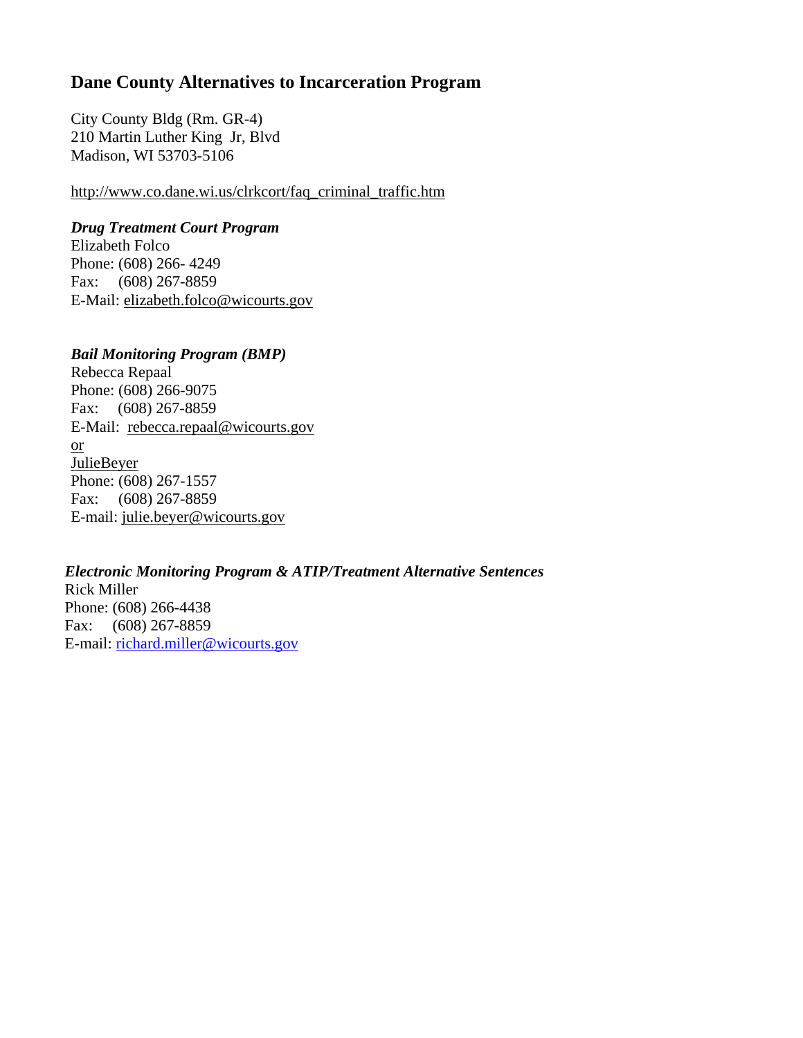## Dane County Alternatives to Incarceration Program

City County Bldg (Rm. GR-4)
210 Martin Luther King Jr, Blvd
Madison, WI 53703-5106

http://www.co.dane.wi.us/clrkcort/faq_criminal_traffic.htm

***Drug Treatment Court Program***
Elizabeth Folco
Phone: (608) 266- 4249
Fax: (608) 267-8859
E-Mail: elizabeth.folco@wicourts.gov

***Bail Monitoring Program (BMP)***
Rebecca Repaal
Phone: (608) 266-9075
Fax: (608) 267-8859
E-Mail: rebecca.repaal@wicourts.gov
or
JulieBeyer
Phone: (608) 267-1557
Fax: (608) 267-8859
E-mail: julie.beyer@wicourts.gov

***Electronic Monitoring Program & ATIP/Treatment Alternative Sentences***
Rick Miller
Phone: (608) 266-4438
Fax: (608) 267-8859
E-mail: richard.miller@wicourts.gov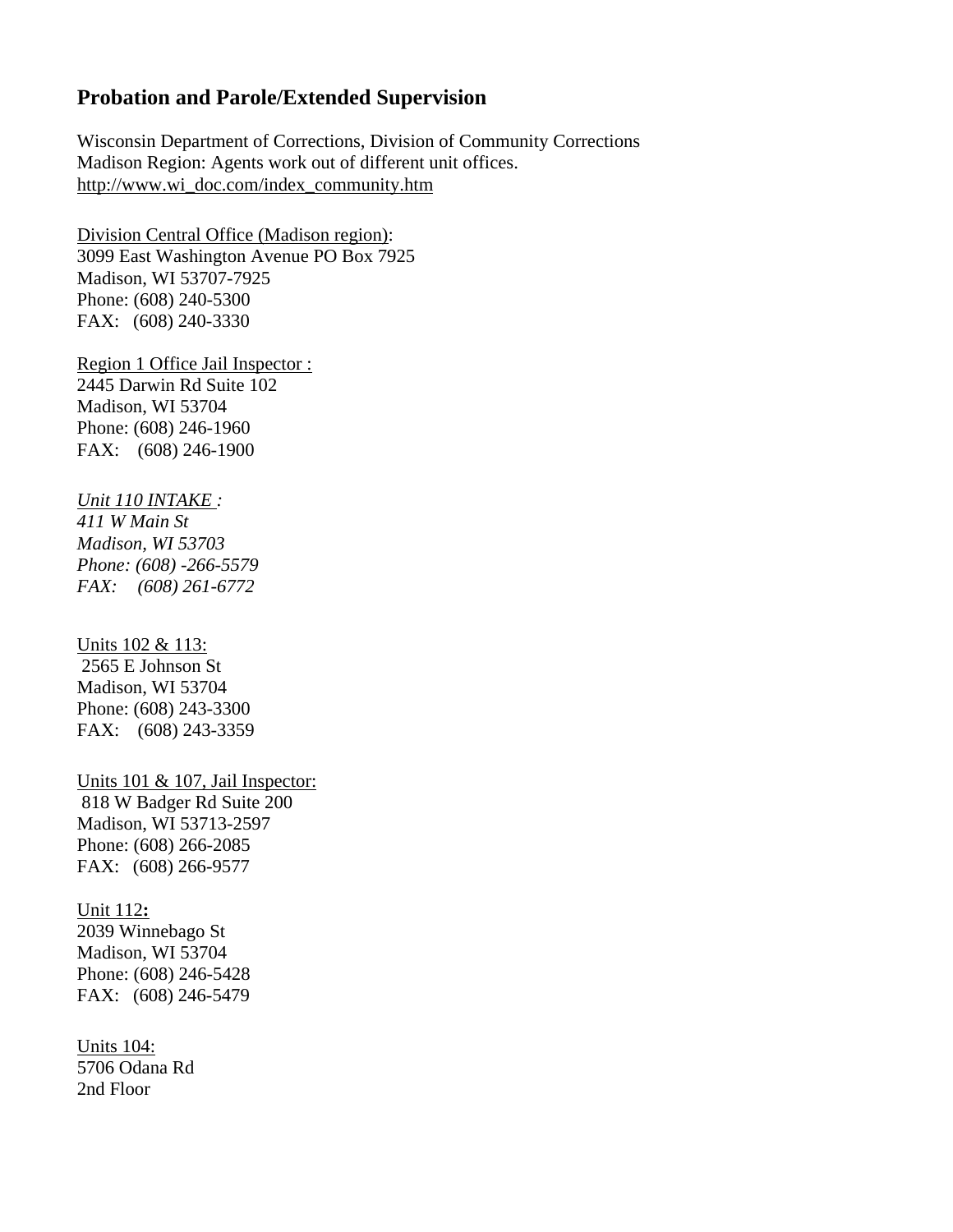## Probation and Parole/Extended Supervision

Wisconsin Department of Corrections, Division of Community Corrections
Madison Region: Agents work out of different unit offices.
http://www.wi_doc.com/index_community.htm

Division Central Office (Madison region):
3099 East Washington Avenue PO Box 7925
Madison, WI 53707-7925
Phone: (608) 240-5300
FAX: (608) 240-3330

Region 1 Office Jail Inspector :
2445 Darwin Rd Suite 102
Madison, WI 53704
Phone: (608) 246-1960
FAX: (608) 246-1900

*Unit 110 INTAKE :*
*411 W Main St*
*Madison, WI 53703*
*Phone: (608) -266-5579*
*FAX: (608) 261-6772*

Units 102 & 113:
2565 E Johnson St
Madison, WI 53704
Phone: (608) 243-3300
FAX: (608) 243-3359

Units 101 & 107, Jail Inspector:
818 W Badger Rd Suite 200
Madison, WI 53713-2597
Phone: (608) 266-2085
FAX: (608) 266-9577

Unit 112**:**
2039 Winnebago St
Madison, WI 53704
Phone: (608) 246-5428
FAX: (608) 246-5479

Units 104:
5706 Odana Rd
2nd Floor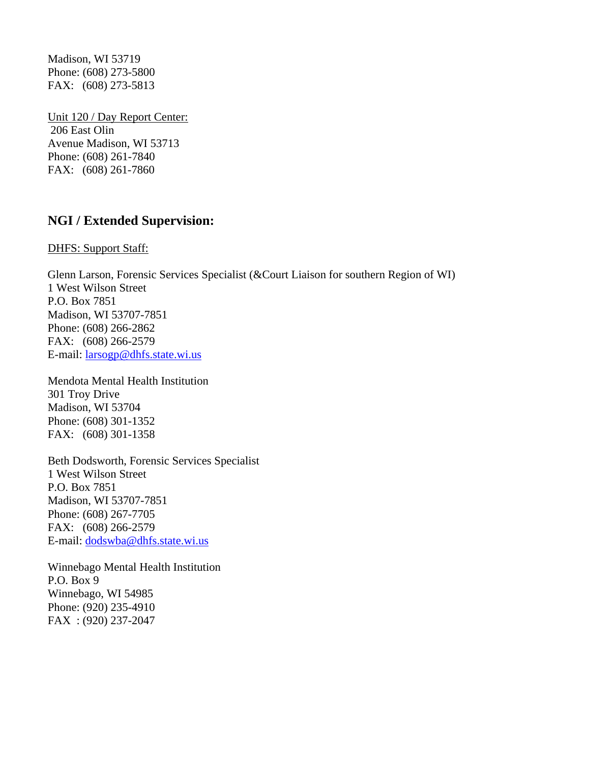Madison, WI 53719
Phone: (608) 273-5800
FAX: (608) 273-5813

Unit 120 / Day Report Center:
206 East Olin
Avenue Madison, WI 53713
Phone: (608) 261-7840
FAX: (608) 261-7860

## NGI / Extended Supervision:

DHFS: Support Staff:

Glenn Larson, Forensic Services Specialist (&Court Liaison for southern Region of WI)
1 West Wilson Street
P.O. Box 7851
Madison, WI 53707-7851
Phone: (608) 266-2862
FAX: (608) 266-2579
E-mail: larsogp@dhfs.state.wi.us

Mendota Mental Health Institution
301 Troy Drive
Madison, WI 53704
Phone: (608) 301-1352
FAX: (608) 301-1358

Beth Dodsworth, Forensic Services Specialist
1 West Wilson Street
P.O. Box 7851
Madison, WI 53707-7851
Phone: (608) 267-7705
FAX: (608) 266-2579
E-mail: dodswba@dhfs.state.wi.us

Winnebago Mental Health Institution
P.O. Box 9
Winnebago, WI 54985
Phone: (920) 235-4910
FAX : (920) 237-2047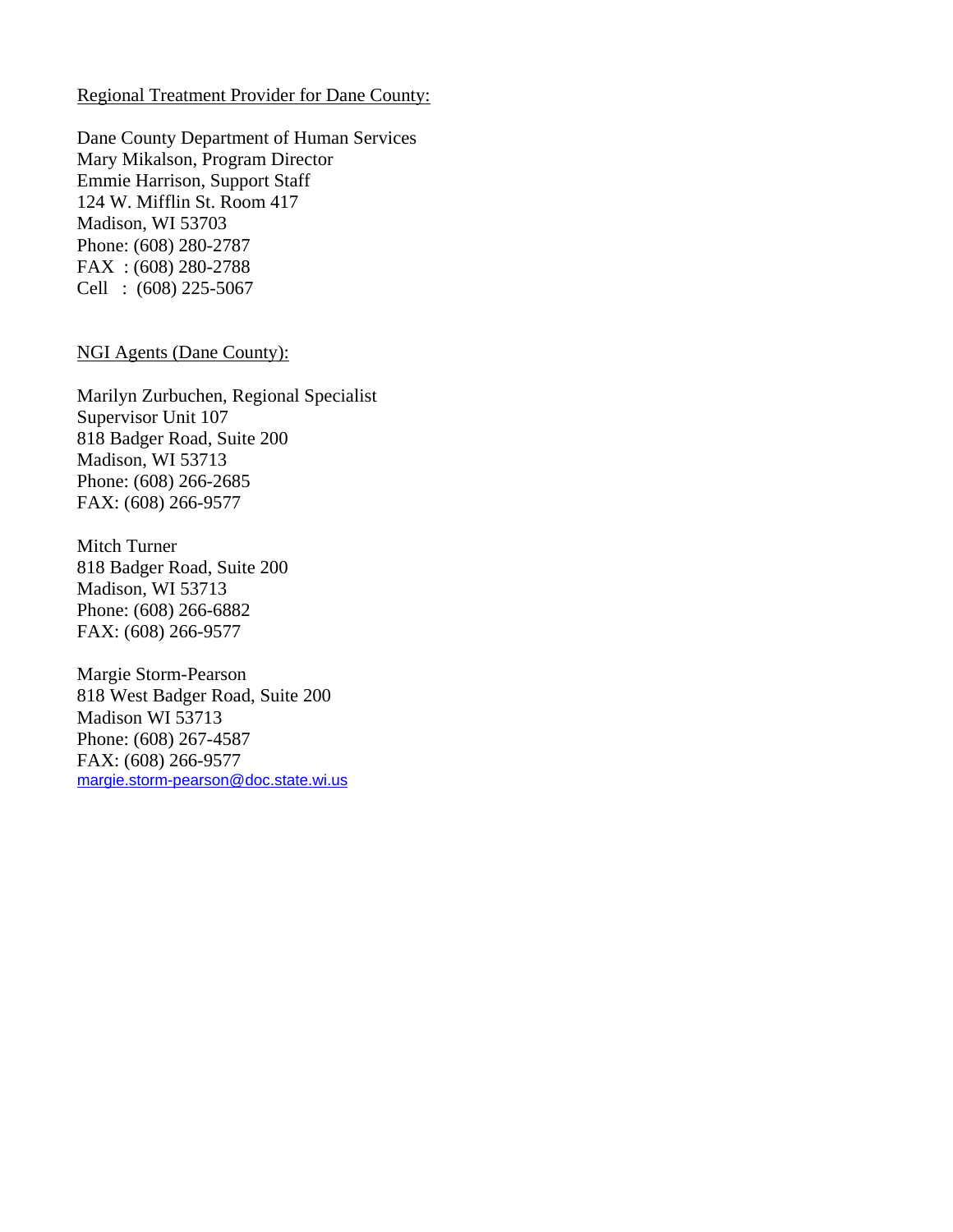Regional Treatment Provider for Dane County:

Dane County Department of Human Services
Mary Mikalson, Program Director
Emmie Harrison, Support Staff
124 W. Mifflin St. Room 417
Madison, WI 53703
Phone: (608) 280-2787
FAX : (608) 280-2788
Cell : (608) 225-5067

NGI Agents (Dane County):

Marilyn Zurbuchen, Regional Specialist
Supervisor Unit 107
818 Badger Road, Suite 200
Madison, WI 53713
Phone: (608) 266-2685
FAX: (608) 266-9577

Mitch Turner
818 Badger Road, Suite 200
Madison, WI 53713
Phone: (608) 266-6882
FAX: (608) 266-9577

Margie Storm-Pearson
818 West Badger Road, Suite 200
Madison WI 53713
Phone: (608) 267-4587
FAX: (608) 266-9577
margie.storm-pearson@doc.state.wi.us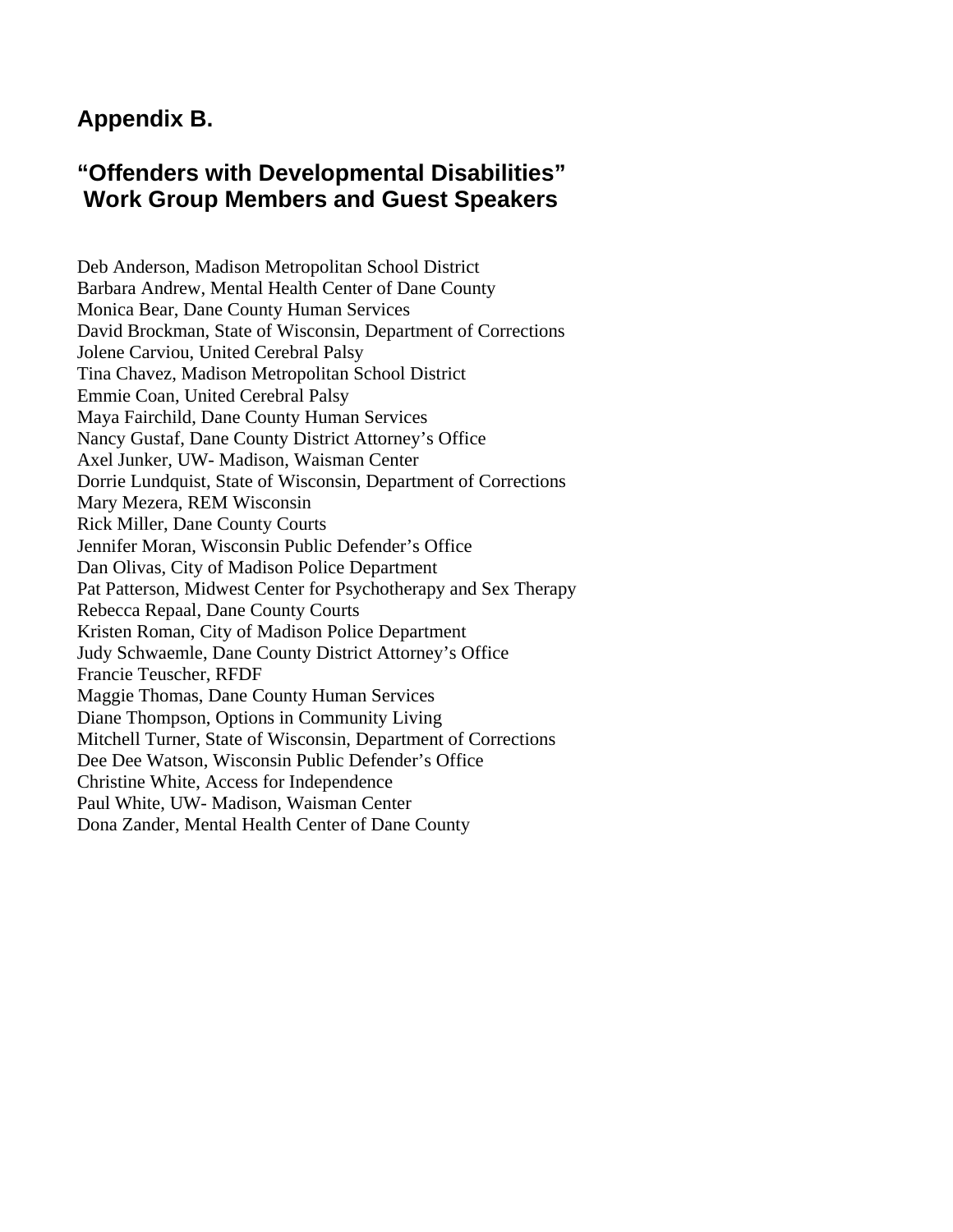## Appendix B.

## "Offenders with Developmental Disabilities" Work Group Members and Guest Speakers

Deb Anderson, Madison Metropolitan School District
Barbara Andrew, Mental Health Center of Dane County
Monica Bear, Dane County Human Services
David Brockman, State of Wisconsin, Department of Corrections
Jolene Carviou, United Cerebral Palsy
Tina Chavez, Madison Metropolitan School District
Emmie Coan, United Cerebral Palsy
Maya Fairchild, Dane County Human Services
Nancy Gustaf, Dane County District Attorney's Office
Axel Junker, UW- Madison, Waisman Center
Dorrie Lundquist, State of Wisconsin, Department of Corrections
Mary Mezera, REM Wisconsin
Rick Miller, Dane County Courts
Jennifer Moran, Wisconsin Public Defender's Office
Dan Olivas, City of Madison Police Department
Pat Patterson, Midwest Center for Psychotherapy and Sex Therapy
Rebecca Repaal, Dane County Courts
Kristen Roman, City of Madison Police Department
Judy Schwaemle, Dane County District Attorney's Office
Francie Teuscher, RFDF
Maggie Thomas, Dane County Human Services
Diane Thompson, Options in Community Living
Mitchell Turner, State of Wisconsin, Department of Corrections
Dee Dee Watson, Wisconsin Public Defender's Office
Christine White, Access for Independence
Paul White, UW- Madison, Waisman Center
Dona Zander, Mental Health Center of Dane County